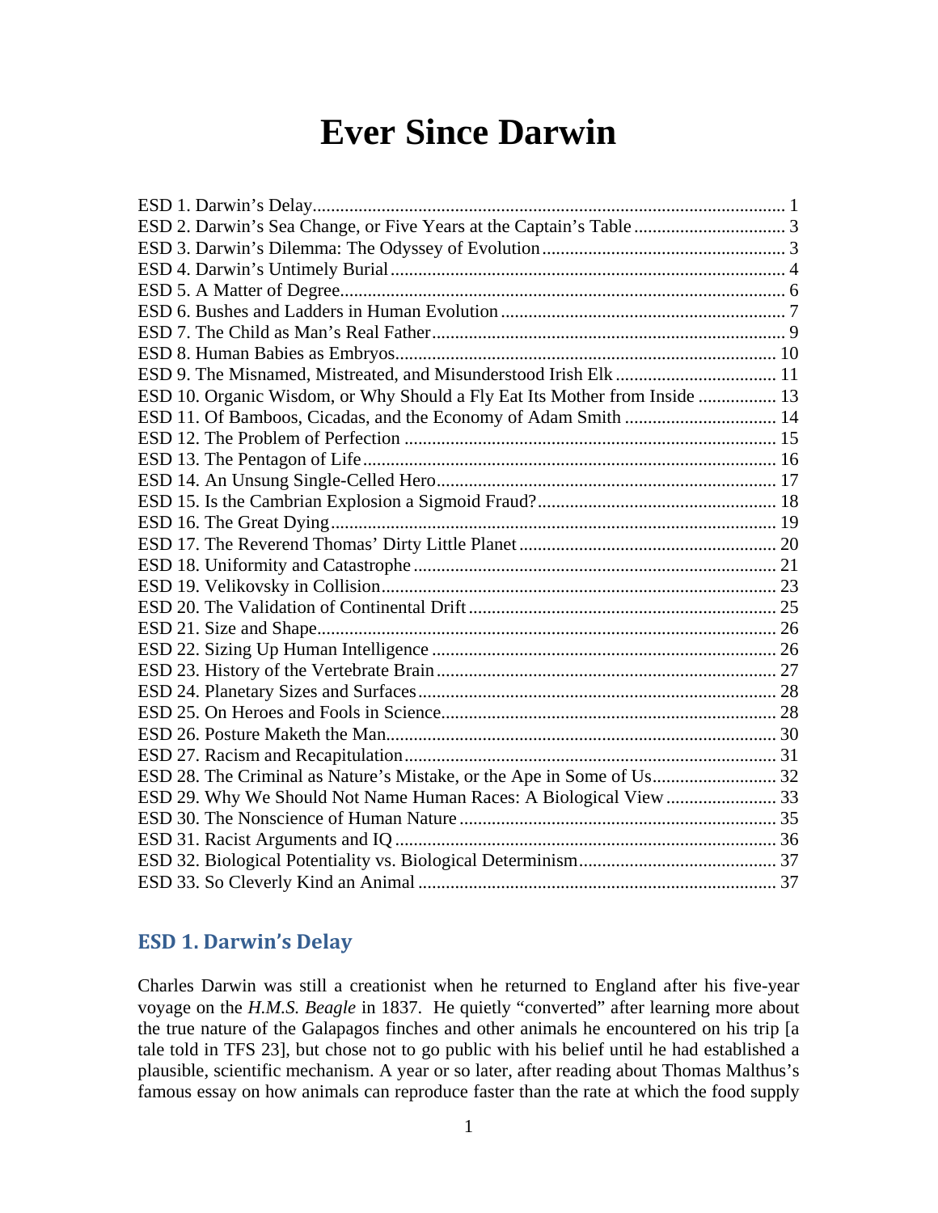# Ever Since Darwin

ESD 1. Darwin's Delay ..... 1
ESD 2. Darwin's Sea Change, or Five Years at the Captain's Table ..... 3
ESD 3. Darwin's Dilemma: The Odyssey of Evolution ..... 3
ESD 4. Darwin's Untimely Burial ..... 4
ESD 5. A Matter of Degree ..... 6
ESD 6. Bushes and Ladders in Human Evolution ..... 7
ESD 7. The Child as Man's Real Father ..... 9
ESD 8. Human Babies as Embryos ..... 10
ESD 9. The Misnamed, Mistreated, and Misunderstood Irish Elk ..... 11
ESD 10. Organic Wisdom, or Why Should a Fly Eat Its Mother from Inside ..... 13
ESD 11. Of Bamboos, Cicadas, and the Economy of Adam Smith ..... 14
ESD 12. The Problem of Perfection ..... 15
ESD 13. The Pentagon of Life ..... 16
ESD 14. An Unsung Single-Celled Hero ..... 17
ESD 15. Is the Cambrian Explosion a Sigmoid Fraud? ..... 18
ESD 16. The Great Dying ..... 19
ESD 17. The Reverend Thomas' Dirty Little Planet ..... 20
ESD 18. Uniformity and Catastrophe ..... 21
ESD 19. Velikovsky in Collision ..... 23
ESD 20. The Validation of Continental Drift ..... 25
ESD 21. Size and Shape ..... 26
ESD 22. Sizing Up Human Intelligence ..... 26
ESD 23. History of the Vertebrate Brain ..... 27
ESD 24. Planetary Sizes and Surfaces ..... 28
ESD 25. On Heroes and Fools in Science ..... 28
ESD 26. Posture Maketh the Man ..... 30
ESD 27. Racism and Recapitulation ..... 31
ESD 28. The Criminal as Nature's Mistake, or the Ape in Some of Us ..... 32
ESD 29. Why We Should Not Name Human Races: A Biological View ..... 33
ESD 30. The Nonscience of Human Nature ..... 35
ESD 31. Racist Arguments and IQ ..... 36
ESD 32. Biological Potentiality vs. Biological Determinism ..... 37
ESD 33. So Cleverly Kind an Animal ..... 37

## ESD 1. Darwin's Delay

Charles Darwin was still a creationist when he returned to England after his five-year voyage on the *H.M.S. Beagle* in 1837. He quietly "converted" after learning more about the true nature of the Galapagos finches and other animals he encountered on his trip [a tale told in TFS 23], but chose not to go public with his belief until he had established a plausible, scientific mechanism. A year or so later, after reading about Thomas Malthus's famous essay on how animals can reproduce faster than the rate at which the food supply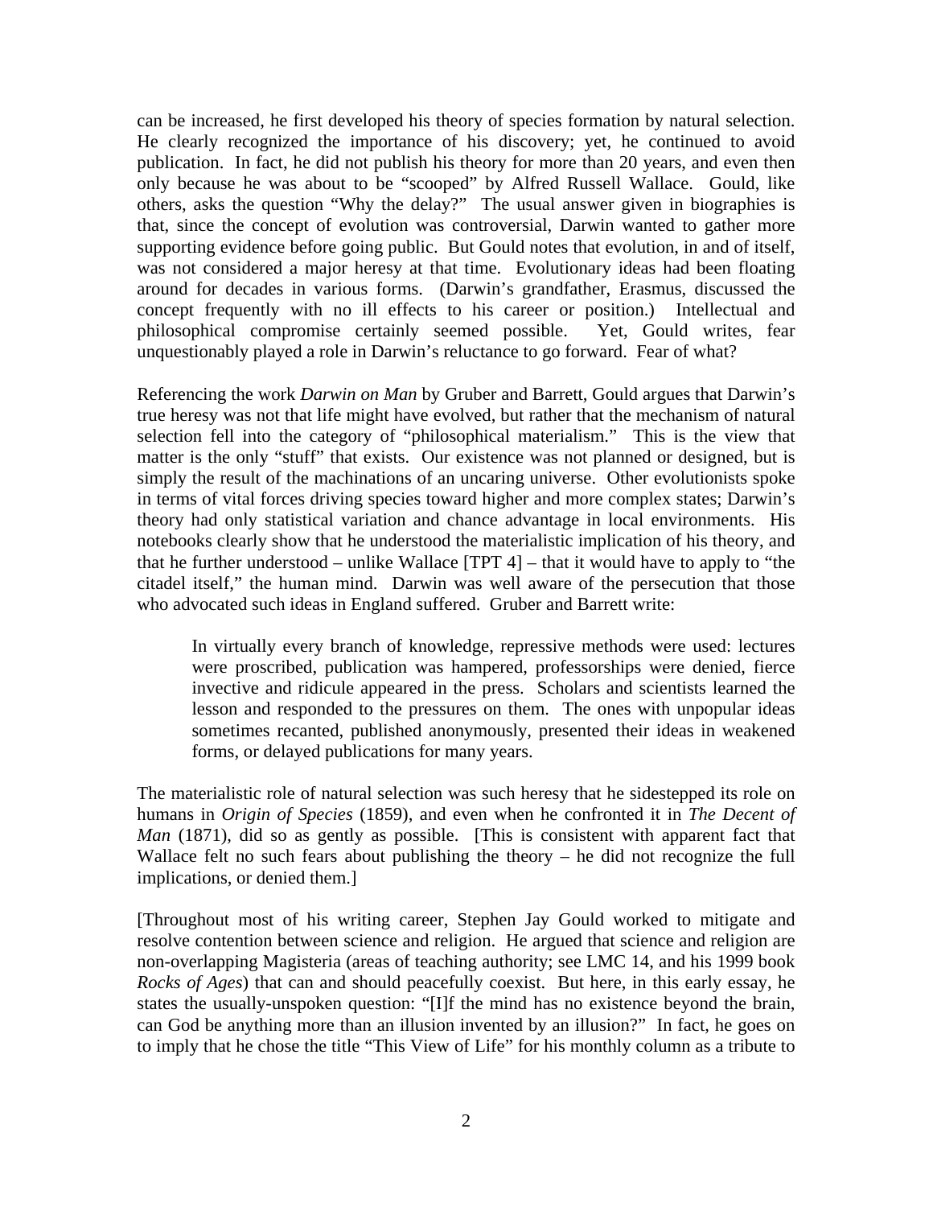can be increased, he first developed his theory of species formation by natural selection. He clearly recognized the importance of his discovery; yet, he continued to avoid publication. In fact, he did not publish his theory for more than 20 years, and even then only because he was about to be "scooped" by Alfred Russell Wallace. Gould, like others, asks the question "Why the delay?" The usual answer given in biographies is that, since the concept of evolution was controversial, Darwin wanted to gather more supporting evidence before going public. But Gould notes that evolution, in and of itself, was not considered a major heresy at that time. Evolutionary ideas had been floating around for decades in various forms. (Darwin's grandfather, Erasmus, discussed the concept frequently with no ill effects to his career or position.) Intellectual and philosophical compromise certainly seemed possible. Yet, Gould writes, fear unquestionably played a role in Darwin's reluctance to go forward. Fear of what?

Referencing the work *Darwin on Man* by Gruber and Barrett, Gould argues that Darwin's true heresy was not that life might have evolved, but rather that the mechanism of natural selection fell into the category of "philosophical materialism." This is the view that matter is the only "stuff" that exists. Our existence was not planned or designed, but is simply the result of the machinations of an uncaring universe. Other evolutionists spoke in terms of vital forces driving species toward higher and more complex states; Darwin's theory had only statistical variation and chance advantage in local environments. His notebooks clearly show that he understood the materialistic implication of his theory, and that he further understood – unlike Wallace [TPT 4] – that it would have to apply to "the citadel itself," the human mind. Darwin was well aware of the persecution that those who advocated such ideas in England suffered. Gruber and Barrett write:

> In virtually every branch of knowledge, repressive methods were used: lectures were proscribed, publication was hampered, professorships were denied, fierce invective and ridicule appeared in the press. Scholars and scientists learned the lesson and responded to the pressures on them. The ones with unpopular ideas sometimes recanted, published anonymously, presented their ideas in weakened forms, or delayed publications for many years.

The materialistic role of natural selection was such heresy that he sidestepped its role on humans in *Origin of Species* (1859), and even when he confronted it in *The Decent of Man* (1871), did so as gently as possible. [This is consistent with apparent fact that Wallace felt no such fears about publishing the theory – he did not recognize the full implications, or denied them.]

[Throughout most of his writing career, Stephen Jay Gould worked to mitigate and resolve contention between science and religion. He argued that science and religion are non-overlapping Magisteria (areas of teaching authority; see LMC 14, and his 1999 book *Rocks of Ages*) that can and should peacefully coexist. But here, in this early essay, he states the usually-unspoken question: "[I]f the mind has no existence beyond the brain, can God be anything more than an illusion invented by an illusion?" In fact, he goes on to imply that he chose the title "This View of Life" for his monthly column as a tribute to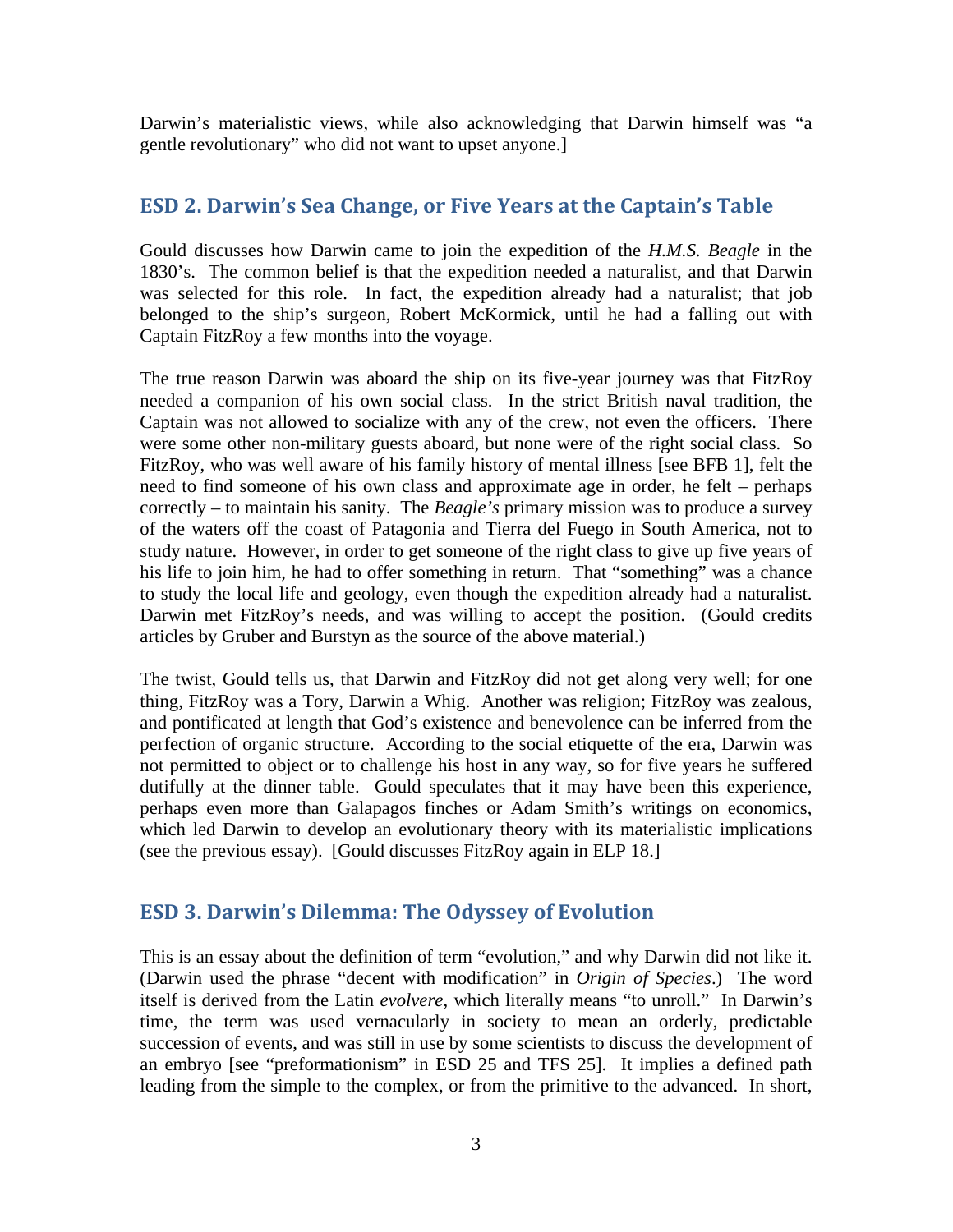Darwin's materialistic views, while also acknowledging that Darwin himself was "a gentle revolutionary" who did not want to upset anyone.]

## ESD 2. Darwin's Sea Change, or Five Years at the Captain's Table

Gould discusses how Darwin came to join the expedition of the *H.M.S. Beagle* in the 1830's. The common belief is that the expedition needed a naturalist, and that Darwin was selected for this role. In fact, the expedition already had a naturalist; that job belonged to the ship's surgeon, Robert McKormick, until he had a falling out with Captain FitzRoy a few months into the voyage.

The true reason Darwin was aboard the ship on its five-year journey was that FitzRoy needed a companion of his own social class. In the strict British naval tradition, the Captain was not allowed to socialize with any of the crew, not even the officers. There were some other non-military guests aboard, but none were of the right social class. So FitzRoy, who was well aware of his family history of mental illness [see BFB 1], felt the need to find someone of his own class and approximate age in order, he felt – perhaps correctly – to maintain his sanity. The *Beagle's* primary mission was to produce a survey of the waters off the coast of Patagonia and Tierra del Fuego in South America, not to study nature. However, in order to get someone of the right class to give up five years of his life to join him, he had to offer something in return. That "something" was a chance to study the local life and geology, even though the expedition already had a naturalist. Darwin met FitzRoy's needs, and was willing to accept the position. (Gould credits articles by Gruber and Burstyn as the source of the above material.)

The twist, Gould tells us, that Darwin and FitzRoy did not get along very well; for one thing, FitzRoy was a Tory, Darwin a Whig. Another was religion; FitzRoy was zealous, and pontificated at length that God's existence and benevolence can be inferred from the perfection of organic structure. According to the social etiquette of the era, Darwin was not permitted to object or to challenge his host in any way, so for five years he suffered dutifully at the dinner table. Gould speculates that it may have been this experience, perhaps even more than Galapagos finches or Adam Smith's writings on economics, which led Darwin to develop an evolutionary theory with its materialistic implications (see the previous essay). [Gould discusses FitzRoy again in ELP 18.]

## ESD 3. Darwin's Dilemma: The Odyssey of Evolution

This is an essay about the definition of term "evolution," and why Darwin did not like it. (Darwin used the phrase "decent with modification" in *Origin of Species*.) The word itself is derived from the Latin *evolvere*, which literally means "to unroll." In Darwin's time, the term was used vernacularly in society to mean an orderly, predictable succession of events, and was still in use by some scientists to discuss the development of an embryo [see "preformationism" in ESD 25 and TFS 25]. It implies a defined path leading from the simple to the complex, or from the primitive to the advanced. In short,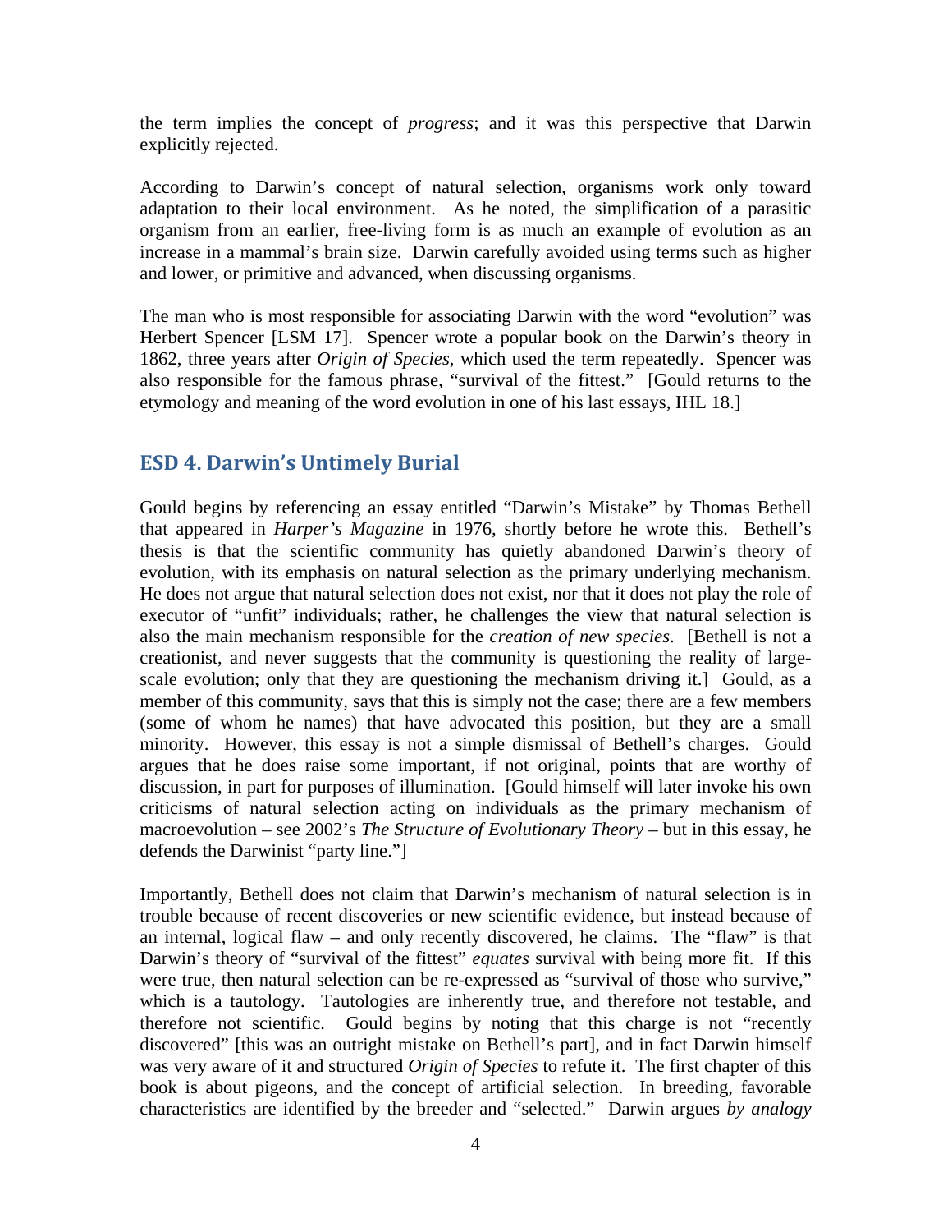the term implies the concept of *progress*; and it was this perspective that Darwin explicitly rejected.

According to Darwin's concept of natural selection, organisms work only toward adaptation to their local environment. As he noted, the simplification of a parasitic organism from an earlier, free-living form is as much an example of evolution as an increase in a mammal's brain size. Darwin carefully avoided using terms such as higher and lower, or primitive and advanced, when discussing organisms.

The man who is most responsible for associating Darwin with the word "evolution" was Herbert Spencer [LSM 17]. Spencer wrote a popular book on the Darwin's theory in 1862, three years after *Origin of Species*, which used the term repeatedly. Spencer was also responsible for the famous phrase, "survival of the fittest." [Gould returns to the etymology and meaning of the word evolution in one of his last essays, IHL 18.]

## ESD 4. Darwin's Untimely Burial

Gould begins by referencing an essay entitled "Darwin's Mistake" by Thomas Bethell that appeared in *Harper's Magazine* in 1976, shortly before he wrote this. Bethell's thesis is that the scientific community has quietly abandoned Darwin's theory of evolution, with its emphasis on natural selection as the primary underlying mechanism. He does not argue that natural selection does not exist, nor that it does not play the role of executor of "unfit" individuals; rather, he challenges the view that natural selection is also the main mechanism responsible for the *creation of new species*. [Bethell is not a creationist, and never suggests that the community is questioning the reality of large-scale evolution; only that they are questioning the mechanism driving it.] Gould, as a member of this community, says that this is simply not the case; there are a few members (some of whom he names) that have advocated this position, but they are a small minority. However, this essay is not a simple dismissal of Bethell's charges. Gould argues that he does raise some important, if not original, points that are worthy of discussion, in part for purposes of illumination. [Gould himself will later invoke his own criticisms of natural selection acting on individuals as the primary mechanism of macroevolution – see 2002's *The Structure of Evolutionary Theory* – but in this essay, he defends the Darwinist "party line."]

Importantly, Bethell does not claim that Darwin's mechanism of natural selection is in trouble because of recent discoveries or new scientific evidence, but instead because of an internal, logical flaw – and only recently discovered, he claims. The "flaw" is that Darwin's theory of "survival of the fittest" *equates* survival with being more fit. If this were true, then natural selection can be re-expressed as "survival of those who survive," which is a tautology. Tautologies are inherently true, and therefore not testable, and therefore not scientific. Gould begins by noting that this charge is not "recently discovered" [this was an outright mistake on Bethell's part], and in fact Darwin himself was very aware of it and structured *Origin of Species* to refute it. The first chapter of this book is about pigeons, and the concept of artificial selection. In breeding, favorable characteristics are identified by the breeder and "selected." Darwin argues *by analogy*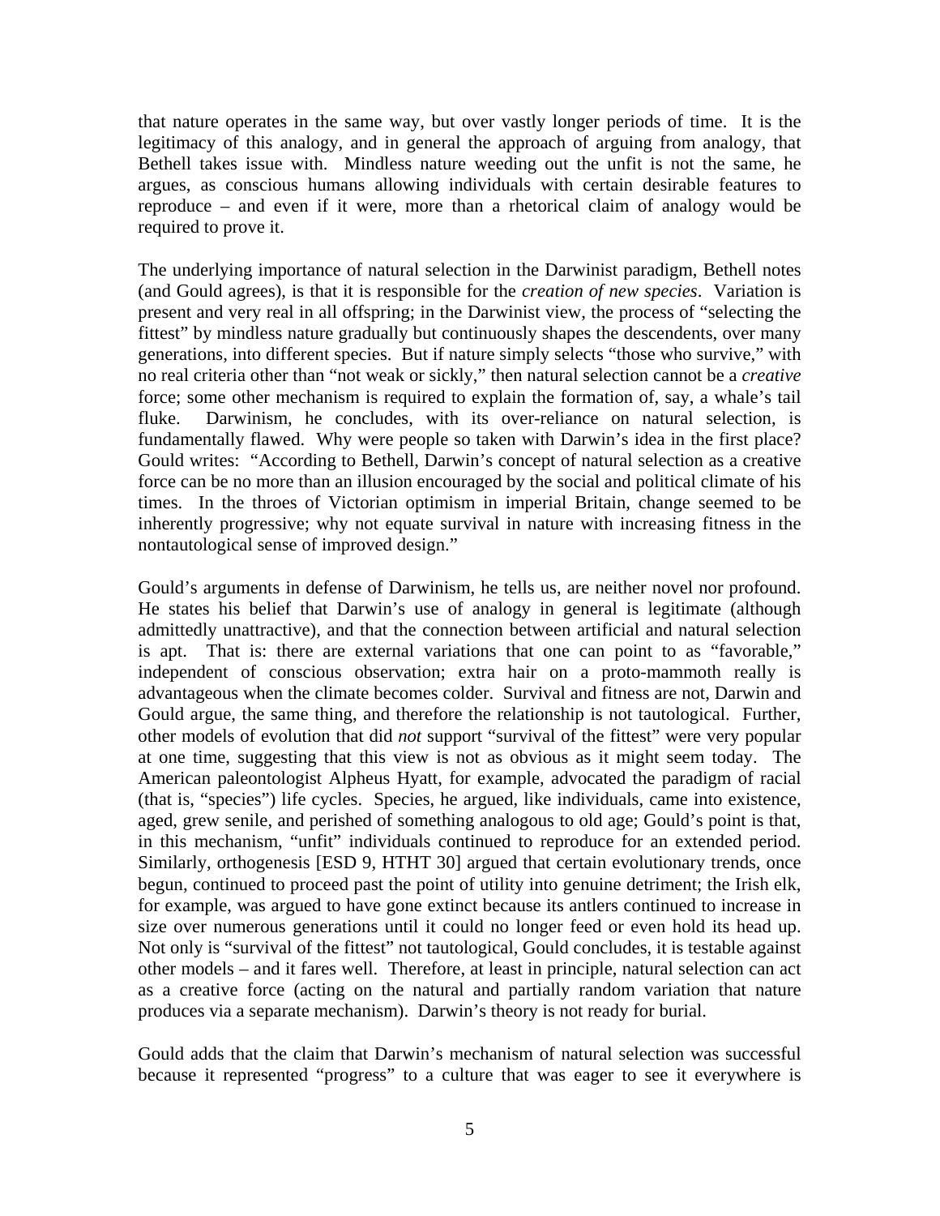that nature operates in the same way, but over vastly longer periods of time. It is the legitimacy of this analogy, and in general the approach of arguing from analogy, that Bethell takes issue with. Mindless nature weeding out the unfit is not the same, he argues, as conscious humans allowing individuals with certain desirable features to reproduce – and even if it were, more than a rhetorical claim of analogy would be required to prove it.

The underlying importance of natural selection in the Darwinist paradigm, Bethell notes (and Gould agrees), is that it is responsible for the *creation of new species*. Variation is present and very real in all offspring; in the Darwinist view, the process of "selecting the fittest" by mindless nature gradually but continuously shapes the descendents, over many generations, into different species. But if nature simply selects "those who survive," with no real criteria other than "not weak or sickly," then natural selection cannot be a *creative* force; some other mechanism is required to explain the formation of, say, a whale's tail fluke. Darwinism, he concludes, with its over-reliance on natural selection, is fundamentally flawed. Why were people so taken with Darwin's idea in the first place? Gould writes: "According to Bethell, Darwin's concept of natural selection as a creative force can be no more than an illusion encouraged by the social and political climate of his times. In the throes of Victorian optimism in imperial Britain, change seemed to be inherently progressive; why not equate survival in nature with increasing fitness in the nontautological sense of improved design."

Gould's arguments in defense of Darwinism, he tells us, are neither novel nor profound. He states his belief that Darwin's use of analogy in general is legitimate (although admittedly unattractive), and that the connection between artificial and natural selection is apt. That is: there are external variations that one can point to as "favorable," independent of conscious observation; extra hair on a proto-mammoth really is advantageous when the climate becomes colder. Survival and fitness are not, Darwin and Gould argue, the same thing, and therefore the relationship is not tautological. Further, other models of evolution that did *not* support "survival of the fittest" were very popular at one time, suggesting that this view is not as obvious as it might seem today. The American paleontologist Alpheus Hyatt, for example, advocated the paradigm of racial (that is, "species") life cycles. Species, he argued, like individuals, came into existence, aged, grew senile, and perished of something analogous to old age; Gould's point is that, in this mechanism, "unfit" individuals continued to reproduce for an extended period. Similarly, orthogenesis [ESD 9, HTHT 30] argued that certain evolutionary trends, once begun, continued to proceed past the point of utility into genuine detriment; the Irish elk, for example, was argued to have gone extinct because its antlers continued to increase in size over numerous generations until it could no longer feed or even hold its head up. Not only is "survival of the fittest" not tautological, Gould concludes, it is testable against other models – and it fares well. Therefore, at least in principle, natural selection can act as a creative force (acting on the natural and partially random variation that nature produces via a separate mechanism). Darwin's theory is not ready for burial.

Gould adds that the claim that Darwin's mechanism of natural selection was successful because it represented "progress" to a culture that was eager to see it everywhere is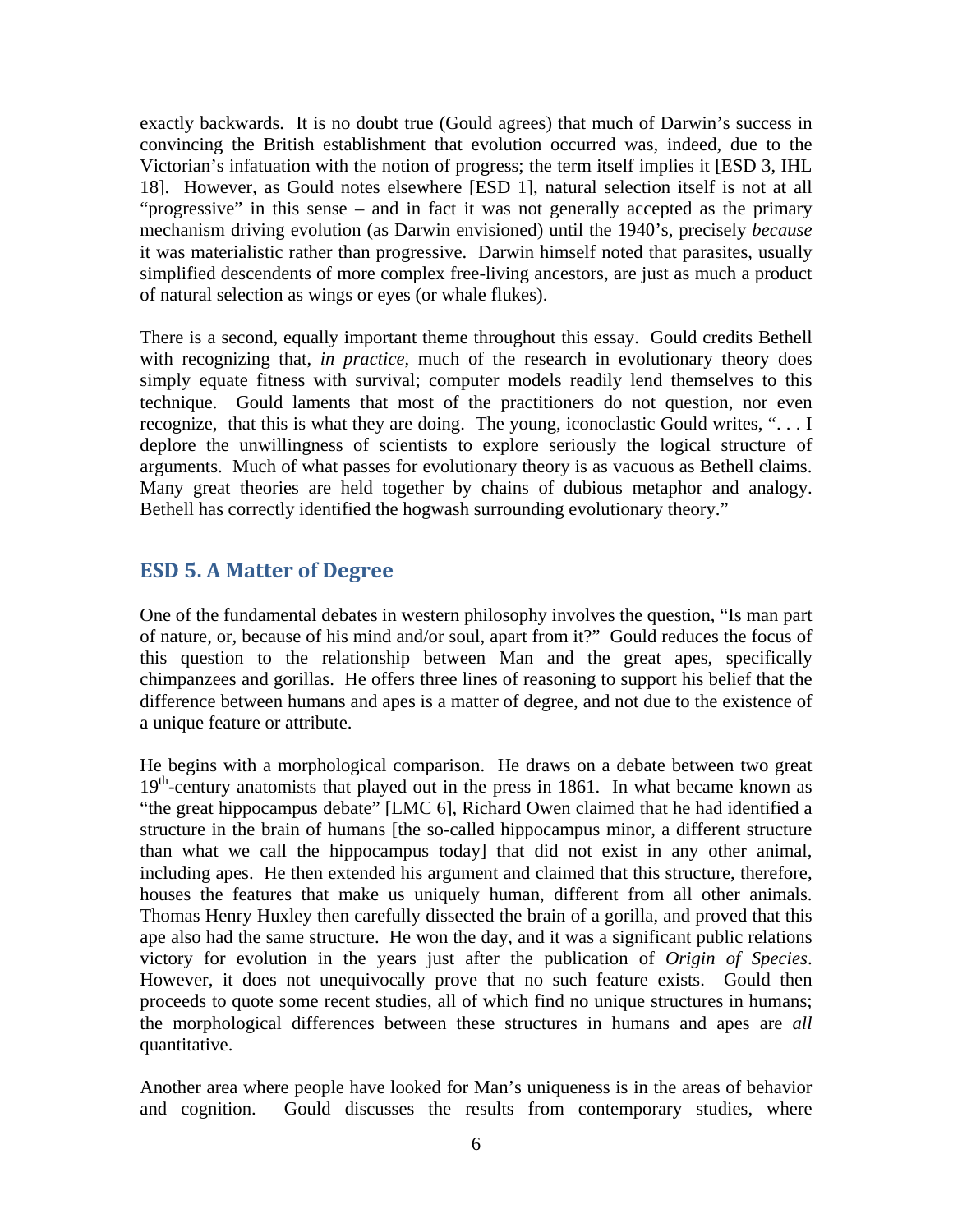exactly backwards. It is no doubt true (Gould agrees) that much of Darwin's success in convincing the British establishment that evolution occurred was, indeed, due to the Victorian's infatuation with the notion of progress; the term itself implies it [ESD 3, IHL 18]. However, as Gould notes elsewhere [ESD 1], natural selection itself is not at all "progressive" in this sense – and in fact it was not generally accepted as the primary mechanism driving evolution (as Darwin envisioned) until the 1940's, precisely *because* it was materialistic rather than progressive. Darwin himself noted that parasites, usually simplified descendents of more complex free-living ancestors, are just as much a product of natural selection as wings or eyes (or whale flukes).

There is a second, equally important theme throughout this essay. Gould credits Bethell with recognizing that, *in practice*, much of the research in evolutionary theory does simply equate fitness with survival; computer models readily lend themselves to this technique. Gould laments that most of the practitioners do not question, nor even recognize, that this is what they are doing. The young, iconoclastic Gould writes, ". . . I deplore the unwillingness of scientists to explore seriously the logical structure of arguments. Much of what passes for evolutionary theory is as vacuous as Bethell claims. Many great theories are held together by chains of dubious metaphor and analogy. Bethell has correctly identified the hogwash surrounding evolutionary theory."

## ESD 5. A Matter of Degree

One of the fundamental debates in western philosophy involves the question, "Is man part of nature, or, because of his mind and/or soul, apart from it?" Gould reduces the focus of this question to the relationship between Man and the great apes, specifically chimpanzees and gorillas. He offers three lines of reasoning to support his belief that the difference between humans and apes is a matter of degree, and not due to the existence of a unique feature or attribute.

He begins with a morphological comparison. He draws on a debate between two great 19th-century anatomists that played out in the press in 1861. In what became known as "the great hippocampus debate" [LMC 6], Richard Owen claimed that he had identified a structure in the brain of humans [the so-called hippocampus minor, a different structure than what we call the hippocampus today] that did not exist in any other animal, including apes. He then extended his argument and claimed that this structure, therefore, houses the features that make us uniquely human, different from all other animals. Thomas Henry Huxley then carefully dissected the brain of a gorilla, and proved that this ape also had the same structure. He won the day, and it was a significant public relations victory for evolution in the years just after the publication of *Origin of Species*. However, it does not unequivocally prove that no such feature exists. Gould then proceeds to quote some recent studies, all of which find no unique structures in humans; the morphological differences between these structures in humans and apes are *all* quantitative.

Another area where people have looked for Man's uniqueness is in the areas of behavior and cognition. Gould discusses the results from contemporary studies, where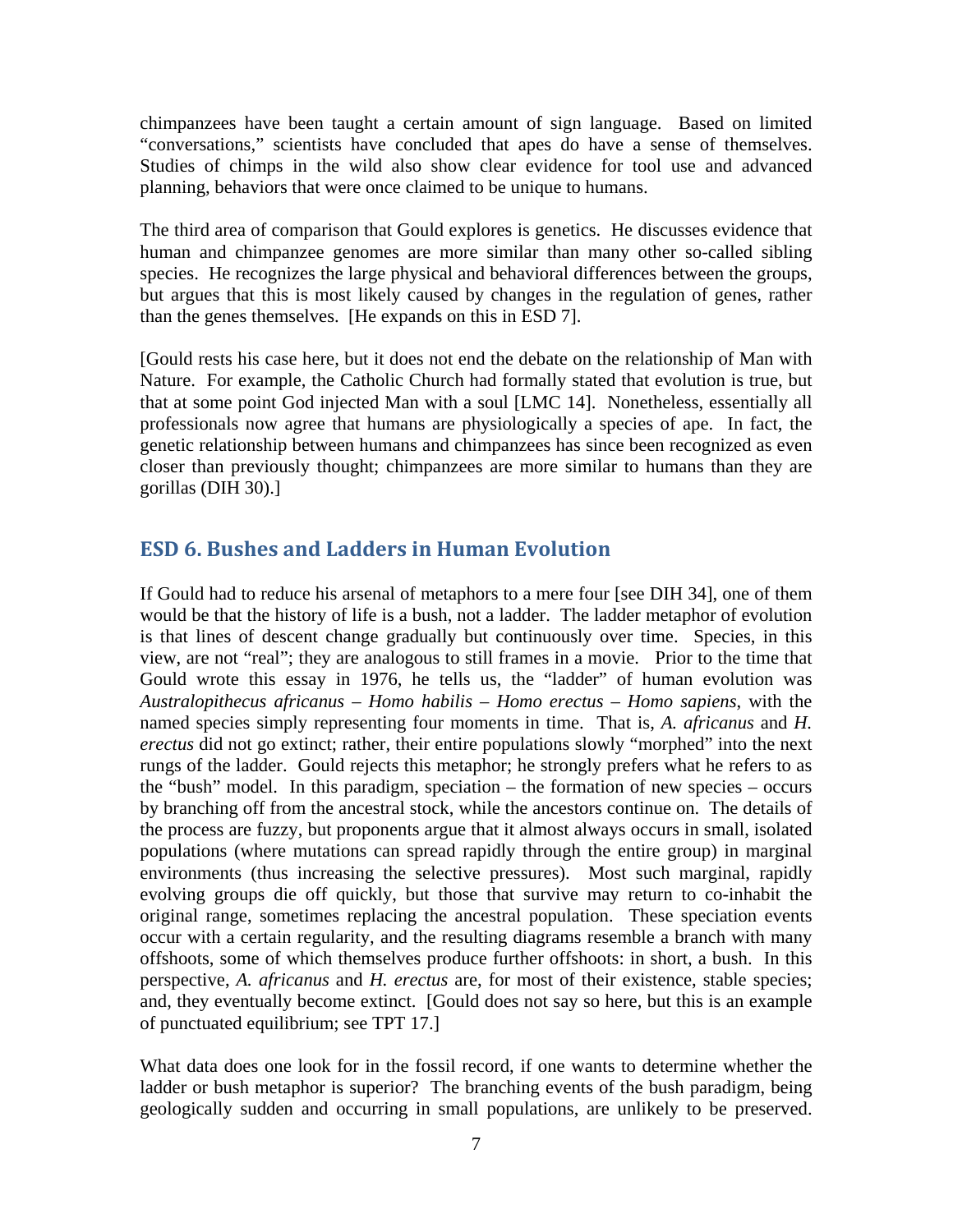chimpanzees have been taught a certain amount of sign language. Based on limited "conversations," scientists have concluded that apes do have a sense of themselves. Studies of chimps in the wild also show clear evidence for tool use and advanced planning, behaviors that were once claimed to be unique to humans.

The third area of comparison that Gould explores is genetics. He discusses evidence that human and chimpanzee genomes are more similar than many other so-called sibling species. He recognizes the large physical and behavioral differences between the groups, but argues that this is most likely caused by changes in the regulation of genes, rather than the genes themselves. [He expands on this in ESD 7].

[Gould rests his case here, but it does not end the debate on the relationship of Man with Nature. For example, the Catholic Church had formally stated that evolution is true, but that at some point God injected Man with a soul [LMC 14]. Nonetheless, essentially all professionals now agree that humans are physiologically a species of ape. In fact, the genetic relationship between humans and chimpanzees has since been recognized as even closer than previously thought; chimpanzees are more similar to humans than they are gorillas (DIH 30).]

## ESD 6. Bushes and Ladders in Human Evolution

If Gould had to reduce his arsenal of metaphors to a mere four [see DIH 34], one of them would be that the history of life is a bush, not a ladder. The ladder metaphor of evolution is that lines of descent change gradually but continuously over time. Species, in this view, are not "real"; they are analogous to still frames in a movie. Prior to the time that Gould wrote this essay in 1976, he tells us, the "ladder" of human evolution was *Australopithecus africanus* – *Homo habilis* – *Homo erectus* – *Homo sapiens*, with the named species simply representing four moments in time. That is, *A. africanus* and *H. erectus* did not go extinct; rather, their entire populations slowly "morphed" into the next rungs of the ladder. Gould rejects this metaphor; he strongly prefers what he refers to as the "bush" model. In this paradigm, speciation – the formation of new species – occurs by branching off from the ancestral stock, while the ancestors continue on. The details of the process are fuzzy, but proponents argue that it almost always occurs in small, isolated populations (where mutations can spread rapidly through the entire group) in marginal environments (thus increasing the selective pressures). Most such marginal, rapidly evolving groups die off quickly, but those that survive may return to co-inhabit the original range, sometimes replacing the ancestral population. These speciation events occur with a certain regularity, and the resulting diagrams resemble a branch with many offshoots, some of which themselves produce further offshoots: in short, a bush. In this perspective, *A. africanus* and *H. erectus* are, for most of their existence, stable species; and, they eventually become extinct. [Gould does not say so here, but this is an example of punctuated equilibrium; see TPT 17.]

What data does one look for in the fossil record, if one wants to determine whether the ladder or bush metaphor is superior? The branching events of the bush paradigm, being geologically sudden and occurring in small populations, are unlikely to be preserved.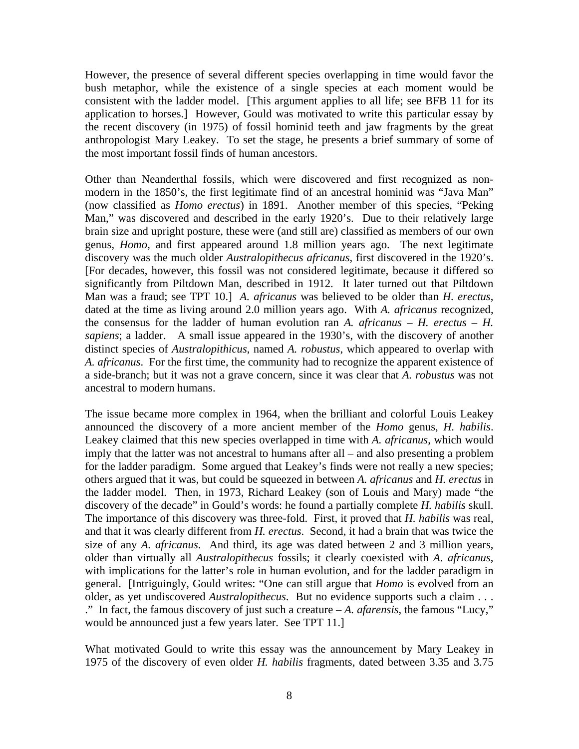However, the presence of several different species overlapping in time would favor the bush metaphor, while the existence of a single species at each moment would be consistent with the ladder model. [This argument applies to all life; see BFB 11 for its application to horses.] However, Gould was motivated to write this particular essay by the recent discovery (in 1975) of fossil hominid teeth and jaw fragments by the great anthropologist Mary Leakey. To set the stage, he presents a brief summary of some of the most important fossil finds of human ancestors.

Other than Neanderthal fossils, which were discovered and first recognized as non-modern in the 1850's, the first legitimate find of an ancestral hominid was "Java Man" (now classified as *Homo erectus*) in 1891. Another member of this species, "Peking Man," was discovered and described in the early 1920's. Due to their relatively large brain size and upright posture, these were (and still are) classified as members of our own genus, *Homo*, and first appeared around 1.8 million years ago. The next legitimate discovery was the much older *Australopithecus africanus*, first discovered in the 1920's. [For decades, however, this fossil was not considered legitimate, because it differed so significantly from Piltdown Man, described in 1912. It later turned out that Piltdown Man was a fraud; see TPT 10.] *A. africanus* was believed to be older than *H. erectus*, dated at the time as living around 2.0 million years ago. With *A. africanus* recognized, the consensus for the ladder of human evolution ran *A. africanus* – *H. erectus* – *H. sapiens*; a ladder. A small issue appeared in the 1930's, with the discovery of another distinct species of *Australopithicus*, named *A. robustus*, which appeared to overlap with *A. africanus*. For the first time, the community had to recognize the apparent existence of a side-branch; but it was not a grave concern, since it was clear that *A. robustus* was not ancestral to modern humans.

The issue became more complex in 1964, when the brilliant and colorful Louis Leakey announced the discovery of a more ancient member of the *Homo* genus, *H. habilis*. Leakey claimed that this new species overlapped in time with *A. africanus*, which would imply that the latter was not ancestral to humans after all – and also presenting a problem for the ladder paradigm. Some argued that Leakey's finds were not really a new species; others argued that it was, but could be squeezed in between *A. africanus* and *H. erectus* in the ladder model. Then, in 1973, Richard Leakey (son of Louis and Mary) made "the discovery of the decade" in Gould's words: he found a partially complete *H. habilis* skull. The importance of this discovery was three-fold. First, it proved that *H. habilis* was real, and that it was clearly different from *H. erectus*. Second, it had a brain that was twice the size of any *A. africanus*. And third, its age was dated between 2 and 3 million years, older than virtually all *Australopithecus* fossils; it clearly coexisted with *A. africanus*, with implications for the latter's role in human evolution, and for the ladder paradigm in general. [Intriguingly, Gould writes: "One can still argue that *Homo* is evolved from an older, as yet undiscovered *Australopithecus*. But no evidence supports such a claim . . . ." In fact, the famous discovery of just such a creature – *A. afarensis*, the famous "Lucy," would be announced just a few years later. See TPT 11.]

What motivated Gould to write this essay was the announcement by Mary Leakey in 1975 of the discovery of even older *H. habilis* fragments, dated between 3.35 and 3.75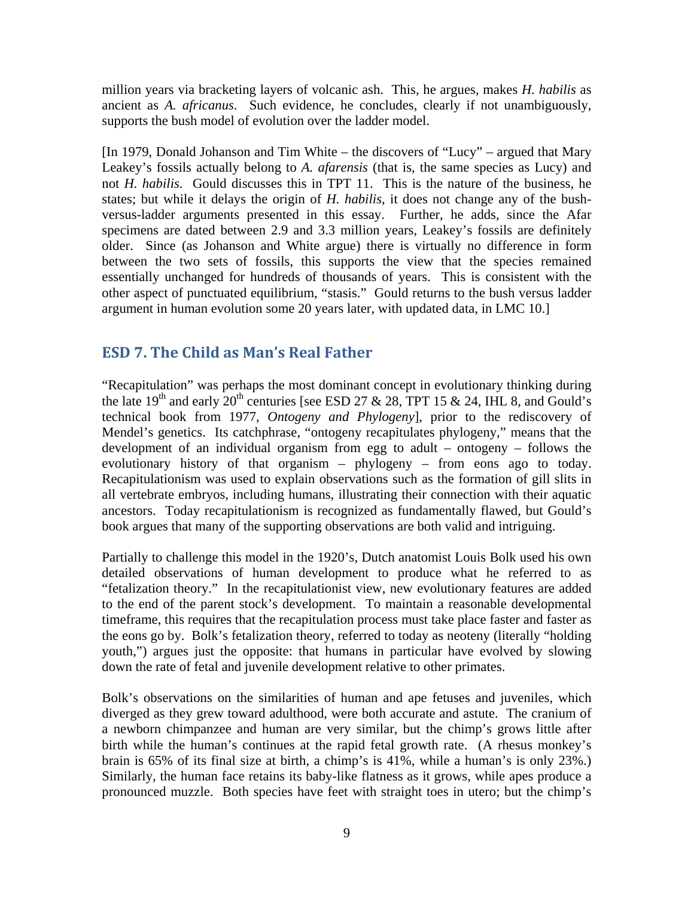million years via bracketing layers of volcanic ash. This, he argues, makes *H. habilis* as ancient as *A. africanus*. Such evidence, he concludes, clearly if not unambiguously, supports the bush model of evolution over the ladder model.

[In 1979, Donald Johanson and Tim White – the discovers of "Lucy" – argued that Mary Leakey's fossils actually belong to *A. afarensis* (that is, the same species as Lucy) and not *H. habilis*. Gould discusses this in TPT 11. This is the nature of the business, he states; but while it delays the origin of *H. habilis*, it does not change any of the bush-versus-ladder arguments presented in this essay. Further, he adds, since the Afar specimens are dated between 2.9 and 3.3 million years, Leakey's fossils are definitely older. Since (as Johanson and White argue) there is virtually no difference in form between the two sets of fossils, this supports the view that the species remained essentially unchanged for hundreds of thousands of years. This is consistent with the other aspect of punctuated equilibrium, "stasis." Gould returns to the bush versus ladder argument in human evolution some 20 years later, with updated data, in LMC 10.]

## ESD 7. The Child as Man's Real Father

"Recapitulation" was perhaps the most dominant concept in evolutionary thinking during the late 19th and early 20th centuries [see ESD 27 & 28, TPT 15 & 24, IHL 8, and Gould's technical book from 1977, *Ontogeny and Phylogeny*], prior to the rediscovery of Mendel's genetics. Its catchphrase, "ontogeny recapitulates phylogeny," means that the development of an individual organism from egg to adult – ontogeny – follows the evolutionary history of that organism – phylogeny – from eons ago to today. Recapitulationism was used to explain observations such as the formation of gill slits in all vertebrate embryos, including humans, illustrating their connection with their aquatic ancestors. Today recapitulationism is recognized as fundamentally flawed, but Gould's book argues that many of the supporting observations are both valid and intriguing.

Partially to challenge this model in the 1920's, Dutch anatomist Louis Bolk used his own detailed observations of human development to produce what he referred to as "fetalization theory." In the recapitulationist view, new evolutionary features are added to the end of the parent stock's development. To maintain a reasonable developmental timeframe, this requires that the recapitulation process must take place faster and faster as the eons go by. Bolk's fetalization theory, referred to today as neoteny (literally "holding youth,") argues just the opposite: that humans in particular have evolved by slowing down the rate of fetal and juvenile development relative to other primates.

Bolk's observations on the similarities of human and ape fetuses and juveniles, which diverged as they grew toward adulthood, were both accurate and astute. The cranium of a newborn chimpanzee and human are very similar, but the chimp's grows little after birth while the human's continues at the rapid fetal growth rate. (A rhesus monkey's brain is 65% of its final size at birth, a chimp's is 41%, while a human's is only 23%.) Similarly, the human face retains its baby-like flatness as it grows, while apes produce a pronounced muzzle. Both species have feet with straight toes in utero; but the chimp's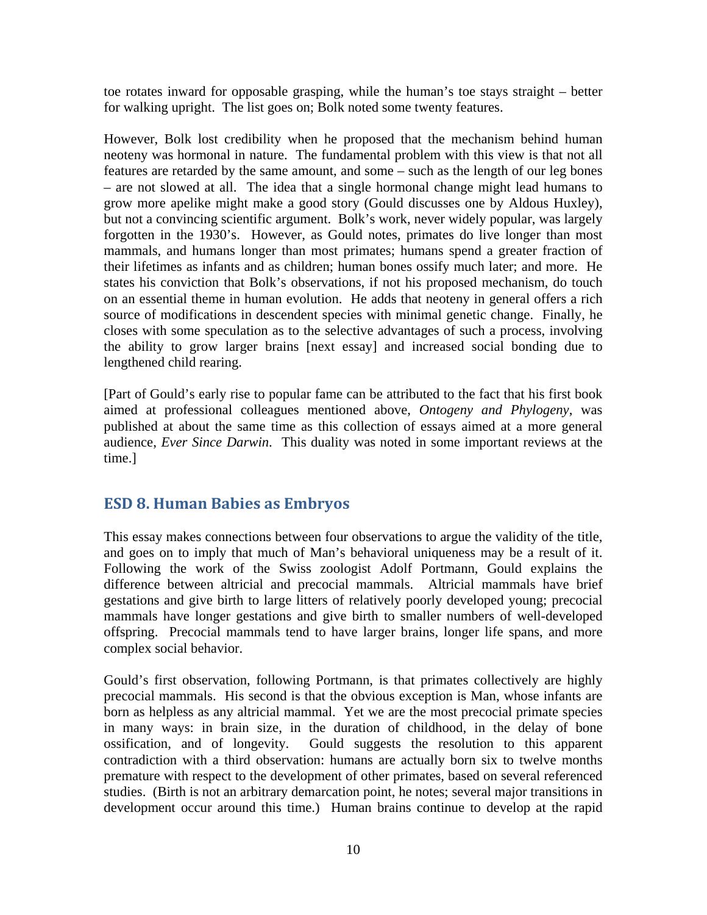toe rotates inward for opposable grasping, while the human's toe stays straight – better for walking upright. The list goes on; Bolk noted some twenty features.

However, Bolk lost credibility when he proposed that the mechanism behind human neoteny was hormonal in nature. The fundamental problem with this view is that not all features are retarded by the same amount, and some – such as the length of our leg bones – are not slowed at all. The idea that a single hormonal change might lead humans to grow more apelike might make a good story (Gould discusses one by Aldous Huxley), but not a convincing scientific argument. Bolk's work, never widely popular, was largely forgotten in the 1930's. However, as Gould notes, primates do live longer than most mammals, and humans longer than most primates; humans spend a greater fraction of their lifetimes as infants and as children; human bones ossify much later; and more. He states his conviction that Bolk's observations, if not his proposed mechanism, do touch on an essential theme in human evolution. He adds that neoteny in general offers a rich source of modifications in descendent species with minimal genetic change. Finally, he closes with some speculation as to the selective advantages of such a process, involving the ability to grow larger brains [next essay] and increased social bonding due to lengthened child rearing.

[Part of Gould's early rise to popular fame can be attributed to the fact that his first book aimed at professional colleagues mentioned above, *Ontogeny and Phylogeny*, was published at about the same time as this collection of essays aimed at a more general audience, *Ever Since Darwin*. This duality was noted in some important reviews at the time.]

## ESD 8. Human Babies as Embryos

This essay makes connections between four observations to argue the validity of the title, and goes on to imply that much of Man's behavioral uniqueness may be a result of it. Following the work of the Swiss zoologist Adolf Portmann, Gould explains the difference between altricial and precocial mammals. Altricial mammals have brief gestations and give birth to large litters of relatively poorly developed young; precocial mammals have longer gestations and give birth to smaller numbers of well-developed offspring. Precocial mammals tend to have larger brains, longer life spans, and more complex social behavior.

Gould's first observation, following Portmann, is that primates collectively are highly precocial mammals. His second is that the obvious exception is Man, whose infants are born as helpless as any altricial mammal. Yet we are the most precocial primate species in many ways: in brain size, in the duration of childhood, in the delay of bone ossification, and of longevity. Gould suggests the resolution to this apparent contradiction with a third observation: humans are actually born six to twelve months premature with respect to the development of other primates, based on several referenced studies. (Birth is not an arbitrary demarcation point, he notes; several major transitions in development occur around this time.) Human brains continue to develop at the rapid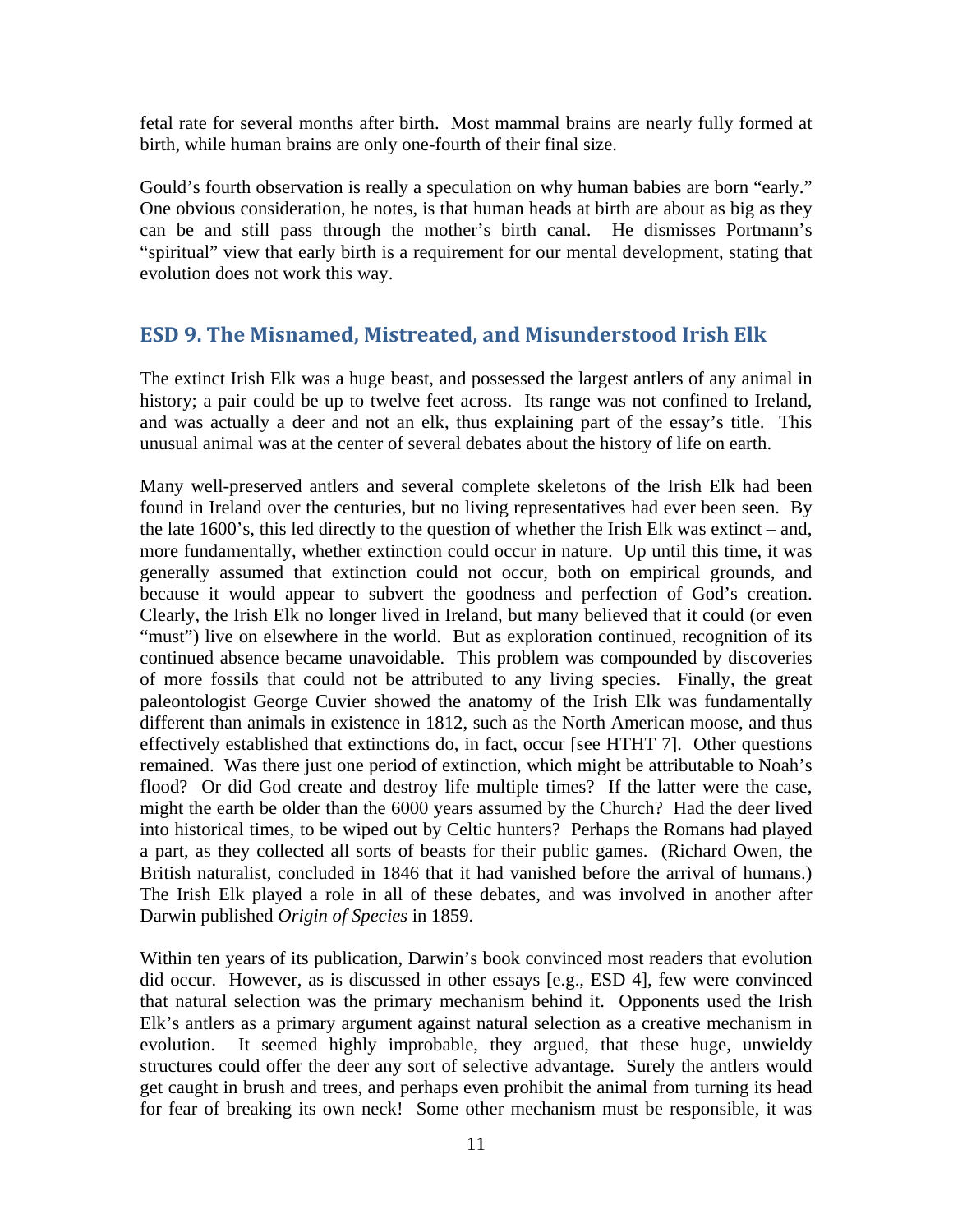fetal rate for several months after birth. Most mammal brains are nearly fully formed at birth, while human brains are only one-fourth of their final size.

Gould's fourth observation is really a speculation on why human babies are born "early." One obvious consideration, he notes, is that human heads at birth are about as big as they can be and still pass through the mother's birth canal. He dismisses Portmann's "spiritual" view that early birth is a requirement for our mental development, stating that evolution does not work this way.

## ESD 9. The Misnamed, Mistreated, and Misunderstood Irish Elk

The extinct Irish Elk was a huge beast, and possessed the largest antlers of any animal in history; a pair could be up to twelve feet across. Its range was not confined to Ireland, and was actually a deer and not an elk, thus explaining part of the essay's title. This unusual animal was at the center of several debates about the history of life on earth.

Many well-preserved antlers and several complete skeletons of the Irish Elk had been found in Ireland over the centuries, but no living representatives had ever been seen. By the late 1600's, this led directly to the question of whether the Irish Elk was extinct – and, more fundamentally, whether extinction could occur in nature. Up until this time, it was generally assumed that extinction could not occur, both on empirical grounds, and because it would appear to subvert the goodness and perfection of God's creation. Clearly, the Irish Elk no longer lived in Ireland, but many believed that it could (or even "must") live on elsewhere in the world. But as exploration continued, recognition of its continued absence became unavoidable. This problem was compounded by discoveries of more fossils that could not be attributed to any living species. Finally, the great paleontologist George Cuvier showed the anatomy of the Irish Elk was fundamentally different than animals in existence in 1812, such as the North American moose, and thus effectively established that extinctions do, in fact, occur [see HTHT 7]. Other questions remained. Was there just one period of extinction, which might be attributable to Noah's flood? Or did God create and destroy life multiple times? If the latter were the case, might the earth be older than the 6000 years assumed by the Church? Had the deer lived into historical times, to be wiped out by Celtic hunters? Perhaps the Romans had played a part, as they collected all sorts of beasts for their public games. (Richard Owen, the British naturalist, concluded in 1846 that it had vanished before the arrival of humans.) The Irish Elk played a role in all of these debates, and was involved in another after Darwin published *Origin of Species* in 1859.

Within ten years of its publication, Darwin's book convinced most readers that evolution did occur. However, as is discussed in other essays [e.g., ESD 4], few were convinced that natural selection was the primary mechanism behind it. Opponents used the Irish Elk's antlers as a primary argument against natural selection as a creative mechanism in evolution. It seemed highly improbable, they argued, that these huge, unwieldy structures could offer the deer any sort of selective advantage. Surely the antlers would get caught in brush and trees, and perhaps even prohibit the animal from turning its head for fear of breaking its own neck! Some other mechanism must be responsible, it was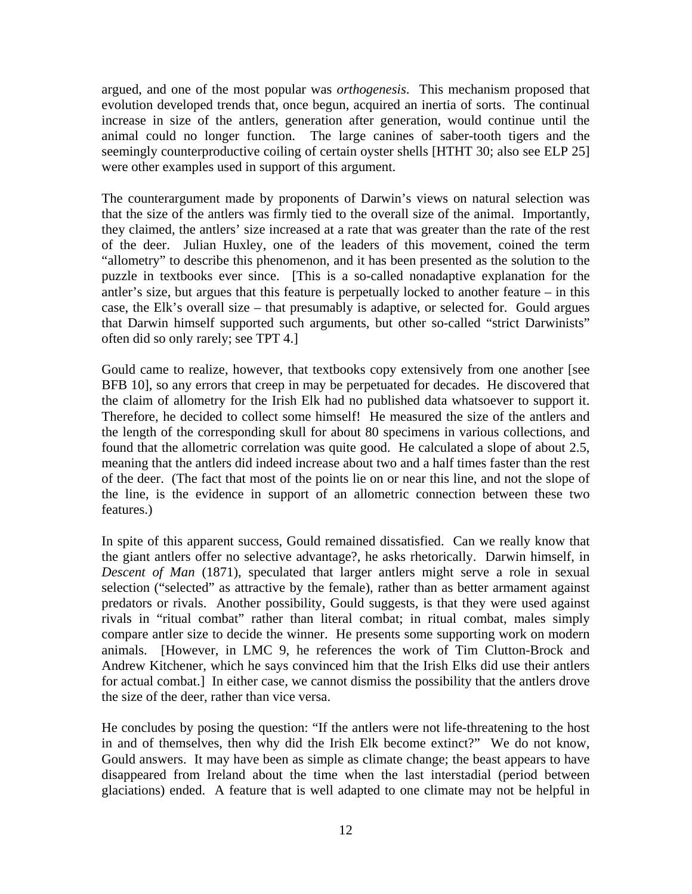argued, and one of the most popular was *orthogenesis*. This mechanism proposed that evolution developed trends that, once begun, acquired an inertia of sorts. The continual increase in size of the antlers, generation after generation, would continue until the animal could no longer function. The large canines of saber-tooth tigers and the seemingly counterproductive coiling of certain oyster shells [HTHT 30; also see ELP 25] were other examples used in support of this argument.

The counterargument made by proponents of Darwin's views on natural selection was that the size of the antlers was firmly tied to the overall size of the animal. Importantly, they claimed, the antlers' size increased at a rate that was greater than the rate of the rest of the deer. Julian Huxley, one of the leaders of this movement, coined the term "allometry" to describe this phenomenon, and it has been presented as the solution to the puzzle in textbooks ever since. [This is a so-called nonadaptive explanation for the antler's size, but argues that this feature is perpetually locked to another feature – in this case, the Elk's overall size – that presumably is adaptive, or selected for. Gould argues that Darwin himself supported such arguments, but other so-called "strict Darwinists" often did so only rarely; see TPT 4.]

Gould came to realize, however, that textbooks copy extensively from one another [see BFB 10], so any errors that creep in may be perpetuated for decades. He discovered that the claim of allometry for the Irish Elk had no published data whatsoever to support it. Therefore, he decided to collect some himself! He measured the size of the antlers and the length of the corresponding skull for about 80 specimens in various collections, and found that the allometric correlation was quite good. He calculated a slope of about 2.5, meaning that the antlers did indeed increase about two and a half times faster than the rest of the deer. (The fact that most of the points lie on or near this line, and not the slope of the line, is the evidence in support of an allometric connection between these two features.)

In spite of this apparent success, Gould remained dissatisfied. Can we really know that the giant antlers offer no selective advantage?, he asks rhetorically. Darwin himself, in *Descent of Man* (1871), speculated that larger antlers might serve a role in sexual selection ("selected" as attractive by the female), rather than as better armament against predators or rivals. Another possibility, Gould suggests, is that they were used against rivals in "ritual combat" rather than literal combat; in ritual combat, males simply compare antler size to decide the winner. He presents some supporting work on modern animals. [However, in LMC 9, he references the work of Tim Clutton-Brock and Andrew Kitchener, which he says convinced him that the Irish Elks did use their antlers for actual combat.] In either case, we cannot dismiss the possibility that the antlers drove the size of the deer, rather than vice versa.

He concludes by posing the question: "If the antlers were not life-threatening to the host in and of themselves, then why did the Irish Elk become extinct?" We do not know, Gould answers. It may have been as simple as climate change; the beast appears to have disappeared from Ireland about the time when the last interstadial (period between glaciations) ended. A feature that is well adapted to one climate may not be helpful in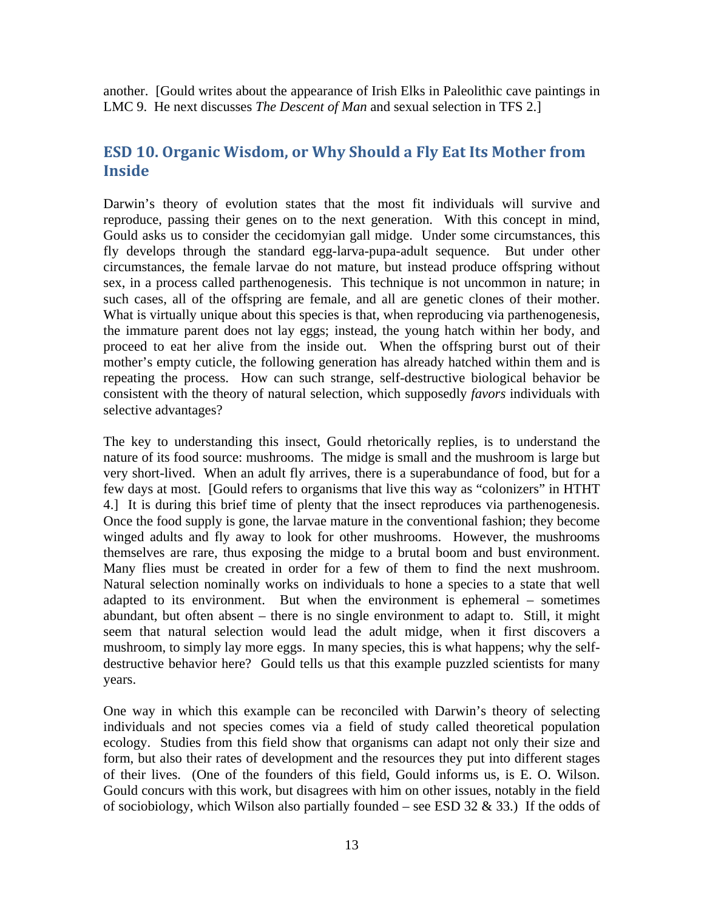another. [Gould writes about the appearance of Irish Elks in Paleolithic cave paintings in LMC 9. He next discusses *The Descent of Man* and sexual selection in TFS 2.]

## ESD 10. Organic Wisdom, or Why Should a Fly Eat Its Mother from Inside

Darwin's theory of evolution states that the most fit individuals will survive and reproduce, passing their genes on to the next generation. With this concept in mind, Gould asks us to consider the cecidomyian gall midge. Under some circumstances, this fly develops through the standard egg-larva-pupa-adult sequence. But under other circumstances, the female larvae do not mature, but instead produce offspring without sex, in a process called parthenogenesis. This technique is not uncommon in nature; in such cases, all of the offspring are female, and all are genetic clones of their mother. What is virtually unique about this species is that, when reproducing via parthenogenesis, the immature parent does not lay eggs; instead, the young hatch within her body, and proceed to eat her alive from the inside out. When the offspring burst out of their mother's empty cuticle, the following generation has already hatched within them and is repeating the process. How can such strange, self-destructive biological behavior be consistent with the theory of natural selection, which supposedly *favors* individuals with selective advantages?

The key to understanding this insect, Gould rhetorically replies, is to understand the nature of its food source: mushrooms. The midge is small and the mushroom is large but very short-lived. When an adult fly arrives, there is a superabundance of food, but for a few days at most. [Gould refers to organisms that live this way as "colonizers" in HTHT 4.] It is during this brief time of plenty that the insect reproduces via parthenogenesis. Once the food supply is gone, the larvae mature in the conventional fashion; they become winged adults and fly away to look for other mushrooms. However, the mushrooms themselves are rare, thus exposing the midge to a brutal boom and bust environment. Many flies must be created in order for a few of them to find the next mushroom. Natural selection nominally works on individuals to hone a species to a state that well adapted to its environment. But when the environment is ephemeral – sometimes abundant, but often absent – there is no single environment to adapt to. Still, it might seem that natural selection would lead the adult midge, when it first discovers a mushroom, to simply lay more eggs. In many species, this is what happens; why the self-destructive behavior here? Gould tells us that this example puzzled scientists for many years.

One way in which this example can be reconciled with Darwin's theory of selecting individuals and not species comes via a field of study called theoretical population ecology. Studies from this field show that organisms can adapt not only their size and form, but also their rates of development and the resources they put into different stages of their lives. (One of the founders of this field, Gould informs us, is E. O. Wilson. Gould concurs with this work, but disagrees with him on other issues, notably in the field of sociobiology, which Wilson also partially founded – see ESD 32 & 33.) If the odds of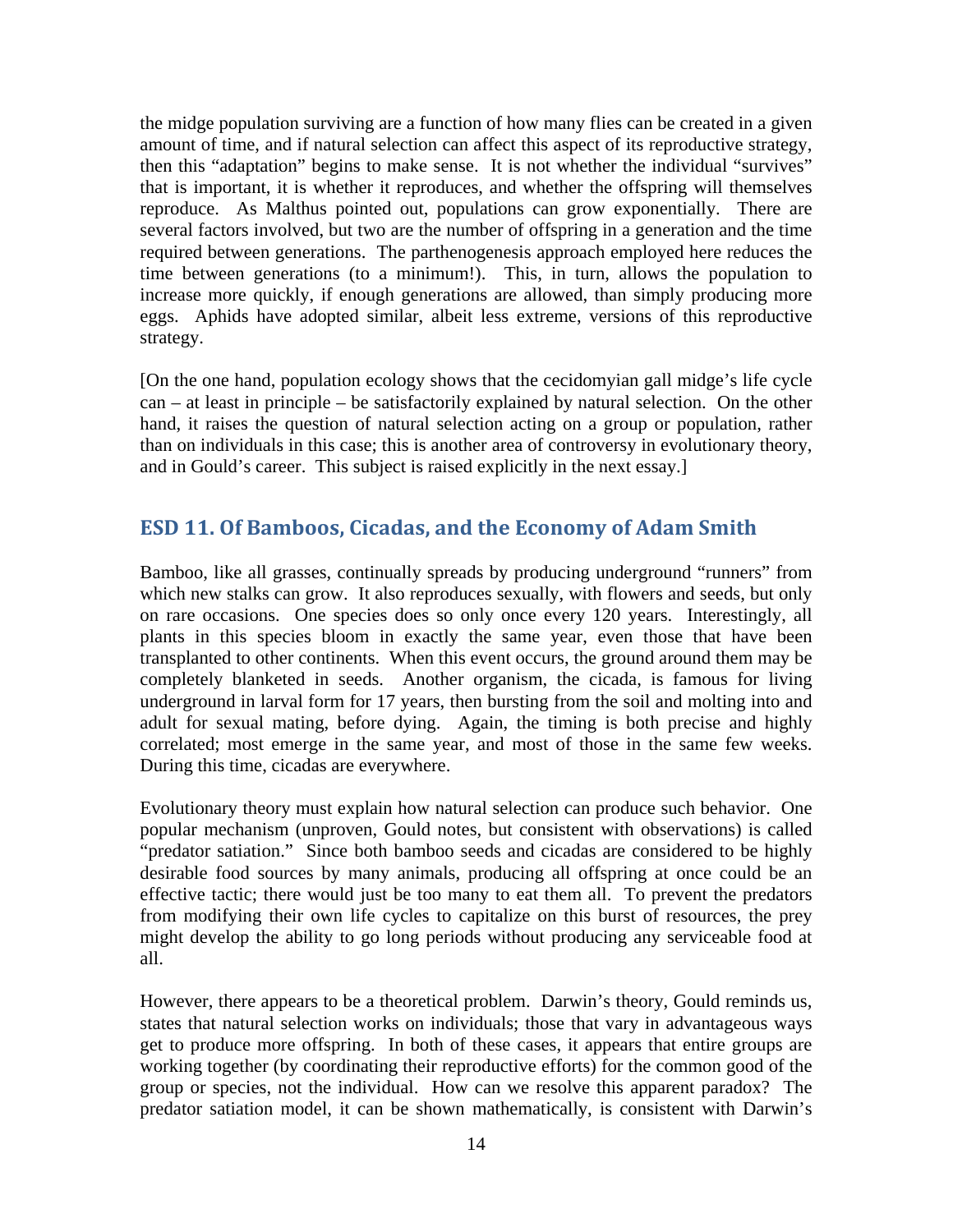the midge population surviving are a function of how many flies can be created in a given amount of time, and if natural selection can affect this aspect of its reproductive strategy, then this "adaptation" begins to make sense. It is not whether the individual "survives" that is important, it is whether it reproduces, and whether the offspring will themselves reproduce. As Malthus pointed out, populations can grow exponentially. There are several factors involved, but two are the number of offspring in a generation and the time required between generations. The parthenogenesis approach employed here reduces the time between generations (to a minimum!). This, in turn, allows the population to increase more quickly, if enough generations are allowed, than simply producing more eggs. Aphids have adopted similar, albeit less extreme, versions of this reproductive strategy.

[On the one hand, population ecology shows that the cecidomyian gall midge's life cycle can – at least in principle – be satisfactorily explained by natural selection. On the other hand, it raises the question of natural selection acting on a group or population, rather than on individuals in this case; this is another area of controversy in evolutionary theory, and in Gould's career. This subject is raised explicitly in the next essay.]

## ESD 11. Of Bamboos, Cicadas, and the Economy of Adam Smith

Bamboo, like all grasses, continually spreads by producing underground "runners" from which new stalks can grow. It also reproduces sexually, with flowers and seeds, but only on rare occasions. One species does so only once every 120 years. Interestingly, all plants in this species bloom in exactly the same year, even those that have been transplanted to other continents. When this event occurs, the ground around them may be completely blanketed in seeds. Another organism, the cicada, is famous for living underground in larval form for 17 years, then bursting from the soil and molting into and adult for sexual mating, before dying. Again, the timing is both precise and highly correlated; most emerge in the same year, and most of those in the same few weeks. During this time, cicadas are everywhere.

Evolutionary theory must explain how natural selection can produce such behavior. One popular mechanism (unproven, Gould notes, but consistent with observations) is called "predator satiation." Since both bamboo seeds and cicadas are considered to be highly desirable food sources by many animals, producing all offspring at once could be an effective tactic; there would just be too many to eat them all. To prevent the predators from modifying their own life cycles to capitalize on this burst of resources, the prey might develop the ability to go long periods without producing any serviceable food at all.

However, there appears to be a theoretical problem. Darwin's theory, Gould reminds us, states that natural selection works on individuals; those that vary in advantageous ways get to produce more offspring. In both of these cases, it appears that entire groups are working together (by coordinating their reproductive efforts) for the common good of the group or species, not the individual. How can we resolve this apparent paradox? The predator satiation model, it can be shown mathematically, is consistent with Darwin's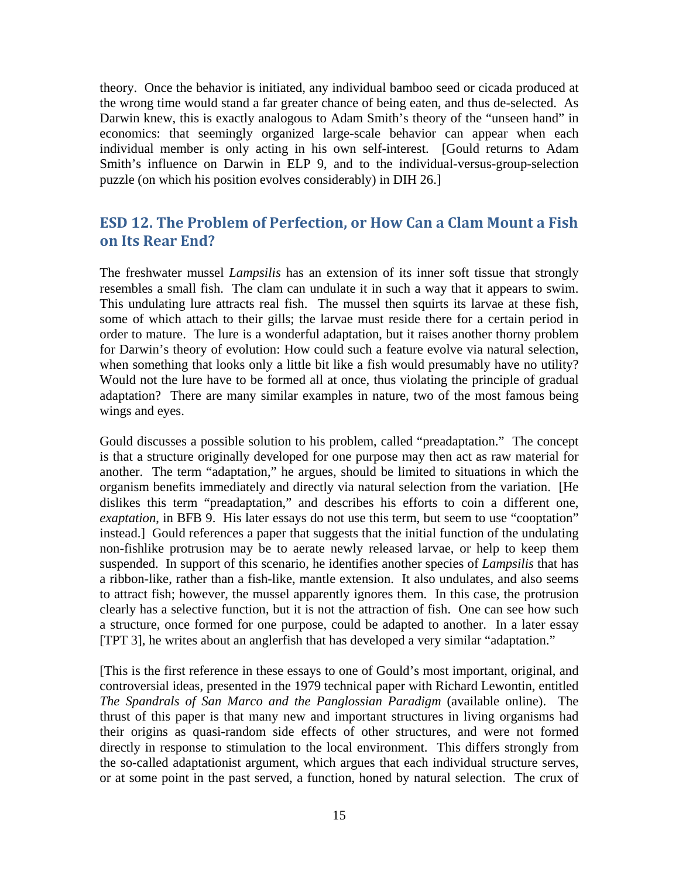theory. Once the behavior is initiated, any individual bamboo seed or cicada produced at the wrong time would stand a far greater chance of being eaten, and thus de-selected. As Darwin knew, this is exactly analogous to Adam Smith's theory of the "unseen hand" in economics: that seemingly organized large-scale behavior can appear when each individual member is only acting in his own self-interest. [Gould returns to Adam Smith's influence on Darwin in ELP 9, and to the individual-versus-group-selection puzzle (on which his position evolves considerably) in DIH 26.]

## ESD 12. The Problem of Perfection, or How Can a Clam Mount a Fish on Its Rear End?

The freshwater mussel *Lampsilis* has an extension of its inner soft tissue that strongly resembles a small fish. The clam can undulate it in such a way that it appears to swim. This undulating lure attracts real fish. The mussel then squirts its larvae at these fish, some of which attach to their gills; the larvae must reside there for a certain period in order to mature. The lure is a wonderful adaptation, but it raises another thorny problem for Darwin's theory of evolution: How could such a feature evolve via natural selection, when something that looks only a little bit like a fish would presumably have no utility? Would not the lure have to be formed all at once, thus violating the principle of gradual adaptation? There are many similar examples in nature, two of the most famous being wings and eyes.

Gould discusses a possible solution to his problem, called "preadaptation." The concept is that a structure originally developed for one purpose may then act as raw material for another. The term "adaptation," he argues, should be limited to situations in which the organism benefits immediately and directly via natural selection from the variation. [He dislikes this term "preadaptation," and describes his efforts to coin a different one, *exaptation*, in BFB 9. His later essays do not use this term, but seem to use "cooptation" instead.] Gould references a paper that suggests that the initial function of the undulating non-fishlike protrusion may be to aerate newly released larvae, or help to keep them suspended. In support of this scenario, he identifies another species of *Lampsilis* that has a ribbon-like, rather than a fish-like, mantle extension. It also undulates, and also seems to attract fish; however, the mussel apparently ignores them. In this case, the protrusion clearly has a selective function, but it is not the attraction of fish. One can see how such a structure, once formed for one purpose, could be adapted to another. In a later essay [TPT 3], he writes about an anglerfish that has developed a very similar "adaptation."

[This is the first reference in these essays to one of Gould's most important, original, and controversial ideas, presented in the 1979 technical paper with Richard Lewontin, entitled *The Spandrals of San Marco and the Panglossian Paradigm* (available online). The thrust of this paper is that many new and important structures in living organisms had their origins as quasi-random side effects of other structures, and were not formed directly in response to stimulation to the local environment. This differs strongly from the so-called adaptationist argument, which argues that each individual structure serves, or at some point in the past served, a function, honed by natural selection. The crux of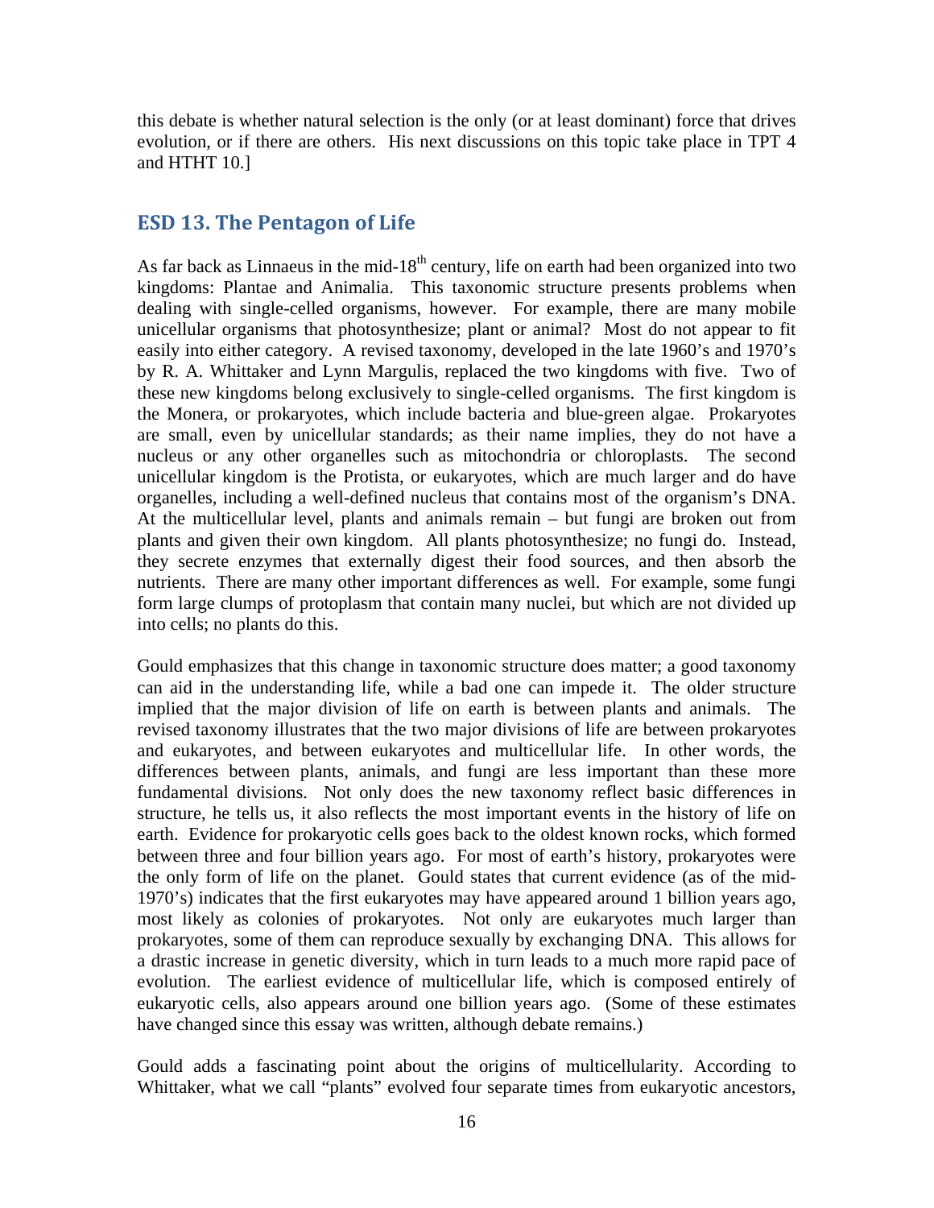this debate is whether natural selection is the only (or at least dominant) force that drives evolution, or if there are others. His next discussions on this topic take place in TPT 4 and HTHT 10.]

## ESD 13. The Pentagon of Life

As far back as Linnaeus in the mid-18th century, life on earth had been organized into two kingdoms: Plantae and Animalia. This taxonomic structure presents problems when dealing with single-celled organisms, however. For example, there are many mobile unicellular organisms that photosynthesize; plant or animal? Most do not appear to fit easily into either category. A revised taxonomy, developed in the late 1960's and 1970's by R. A. Whittaker and Lynn Margulis, replaced the two kingdoms with five. Two of these new kingdoms belong exclusively to single-celled organisms. The first kingdom is the Monera, or prokaryotes, which include bacteria and blue-green algae. Prokaryotes are small, even by unicellular standards; as their name implies, they do not have a nucleus or any other organelles such as mitochondria or chloroplasts. The second unicellular kingdom is the Protista, or eukaryotes, which are much larger and do have organelles, including a well-defined nucleus that contains most of the organism's DNA. At the multicellular level, plants and animals remain – but fungi are broken out from plants and given their own kingdom. All plants photosynthesize; no fungi do. Instead, they secrete enzymes that externally digest their food sources, and then absorb the nutrients. There are many other important differences as well. For example, some fungi form large clumps of protoplasm that contain many nuclei, but which are not divided up into cells; no plants do this.

Gould emphasizes that this change in taxonomic structure does matter; a good taxonomy can aid in the understanding life, while a bad one can impede it. The older structure implied that the major division of life on earth is between plants and animals. The revised taxonomy illustrates that the two major divisions of life are between prokaryotes and eukaryotes, and between eukaryotes and multicellular life. In other words, the differences between plants, animals, and fungi are less important than these more fundamental divisions. Not only does the new taxonomy reflect basic differences in structure, he tells us, it also reflects the most important events in the history of life on earth. Evidence for prokaryotic cells goes back to the oldest known rocks, which formed between three and four billion years ago. For most of earth's history, prokaryotes were the only form of life on the planet. Gould states that current evidence (as of the mid-1970's) indicates that the first eukaryotes may have appeared around 1 billion years ago, most likely as colonies of prokaryotes. Not only are eukaryotes much larger than prokaryotes, some of them can reproduce sexually by exchanging DNA. This allows for a drastic increase in genetic diversity, which in turn leads to a much more rapid pace of evolution. The earliest evidence of multicellular life, which is composed entirely of eukaryotic cells, also appears around one billion years ago. (Some of these estimates have changed since this essay was written, although debate remains.)

Gould adds a fascinating point about the origins of multicellularity. According to Whittaker, what we call "plants" evolved four separate times from eukaryotic ancestors,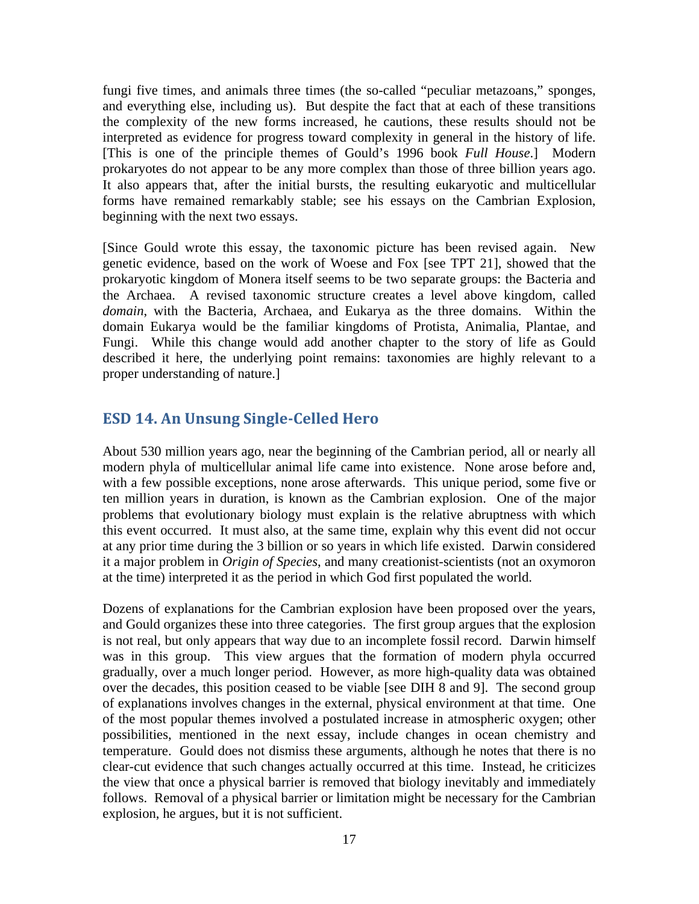fungi five times, and animals three times (the so-called "peculiar metazoans," sponges, and everything else, including us). But despite the fact that at each of these transitions the complexity of the new forms increased, he cautions, these results should not be interpreted as evidence for progress toward complexity in general in the history of life. [This is one of the principle themes of Gould's 1996 book *Full House*.] Modern prokaryotes do not appear to be any more complex than those of three billion years ago. It also appears that, after the initial bursts, the resulting eukaryotic and multicellular forms have remained remarkably stable; see his essays on the Cambrian Explosion, beginning with the next two essays.

[Since Gould wrote this essay, the taxonomic picture has been revised again. New genetic evidence, based on the work of Woese and Fox [see TPT 21], showed that the prokaryotic kingdom of Monera itself seems to be two separate groups: the Bacteria and the Archaea. A revised taxonomic structure creates a level above kingdom, called *domain*, with the Bacteria, Archaea, and Eukarya as the three domains. Within the domain Eukarya would be the familiar kingdoms of Protista, Animalia, Plantae, and Fungi. While this change would add another chapter to the story of life as Gould described it here, the underlying point remains: taxonomies are highly relevant to a proper understanding of nature.]

## ESD 14. An Unsung Single-Celled Hero

About 530 million years ago, near the beginning of the Cambrian period, all or nearly all modern phyla of multicellular animal life came into existence. None arose before and, with a few possible exceptions, none arose afterwards. This unique period, some five or ten million years in duration, is known as the Cambrian explosion. One of the major problems that evolutionary biology must explain is the relative abruptness with which this event occurred. It must also, at the same time, explain why this event did not occur at any prior time during the 3 billion or so years in which life existed. Darwin considered it a major problem in *Origin of Species*, and many creationist-scientists (not an oxymoron at the time) interpreted it as the period in which God first populated the world.

Dozens of explanations for the Cambrian explosion have been proposed over the years, and Gould organizes these into three categories. The first group argues that the explosion is not real, but only appears that way due to an incomplete fossil record. Darwin himself was in this group. This view argues that the formation of modern phyla occurred gradually, over a much longer period. However, as more high-quality data was obtained over the decades, this position ceased to be viable [see DIH 8 and 9]. The second group of explanations involves changes in the external, physical environment at that time. One of the most popular themes involved a postulated increase in atmospheric oxygen; other possibilities, mentioned in the next essay, include changes in ocean chemistry and temperature. Gould does not dismiss these arguments, although he notes that there is no clear-cut evidence that such changes actually occurred at this time. Instead, he criticizes the view that once a physical barrier is removed that biology inevitably and immediately follows. Removal of a physical barrier or limitation might be necessary for the Cambrian explosion, he argues, but it is not sufficient.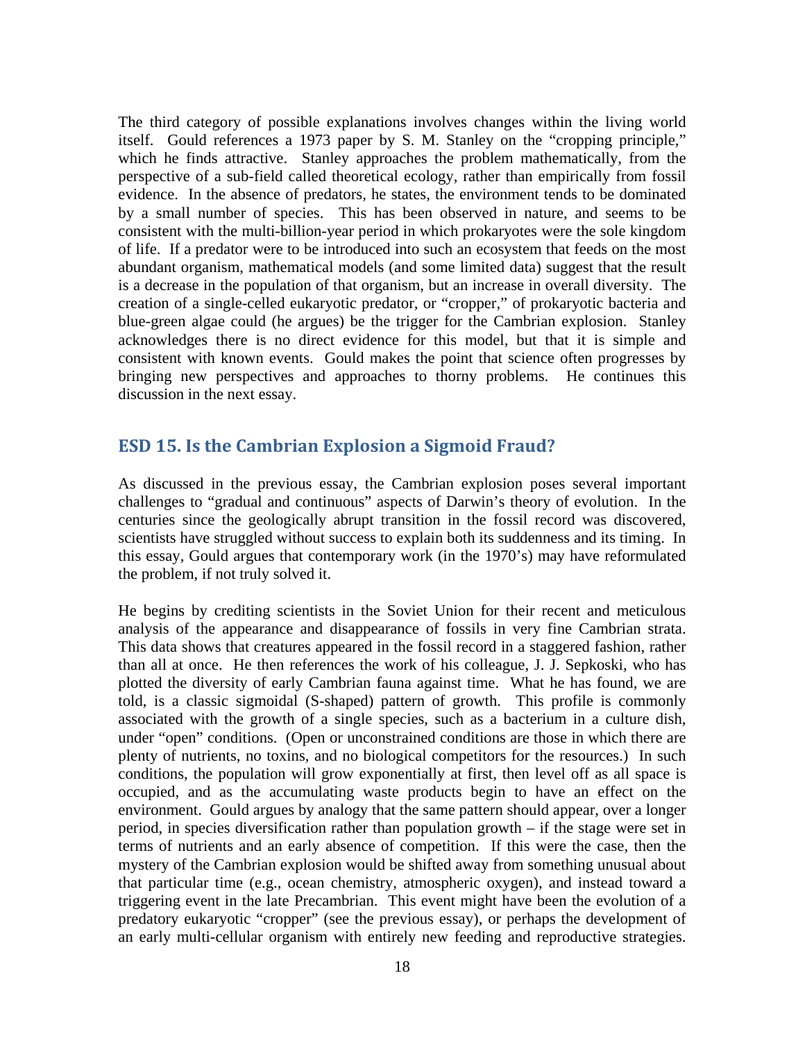The third category of possible explanations involves changes within the living world itself. Gould references a 1973 paper by S. M. Stanley on the "cropping principle," which he finds attractive. Stanley approaches the problem mathematically, from the perspective of a sub-field called theoretical ecology, rather than empirically from fossil evidence. In the absence of predators, he states, the environment tends to be dominated by a small number of species. This has been observed in nature, and seems to be consistent with the multi-billion-year period in which prokaryotes were the sole kingdom of life. If a predator were to be introduced into such an ecosystem that feeds on the most abundant organism, mathematical models (and some limited data) suggest that the result is a decrease in the population of that organism, but an increase in overall diversity. The creation of a single-celled eukaryotic predator, or "cropper," of prokaryotic bacteria and blue-green algae could (he argues) be the trigger for the Cambrian explosion. Stanley acknowledges there is no direct evidence for this model, but that it is simple and consistent with known events. Gould makes the point that science often progresses by bringing new perspectives and approaches to thorny problems. He continues this discussion in the next essay.

## ESD 15. Is the Cambrian Explosion a Sigmoid Fraud?

As discussed in the previous essay, the Cambrian explosion poses several important challenges to "gradual and continuous" aspects of Darwin's theory of evolution. In the centuries since the geologically abrupt transition in the fossil record was discovered, scientists have struggled without success to explain both its suddenness and its timing. In this essay, Gould argues that contemporary work (in the 1970's) may have reformulated the problem, if not truly solved it.

He begins by crediting scientists in the Soviet Union for their recent and meticulous analysis of the appearance and disappearance of fossils in very fine Cambrian strata. This data shows that creatures appeared in the fossil record in a staggered fashion, rather than all at once. He then references the work of his colleague, J. J. Sepkoski, who has plotted the diversity of early Cambrian fauna against time. What he has found, we are told, is a classic sigmoidal (S-shaped) pattern of growth. This profile is commonly associated with the growth of a single species, such as a bacterium in a culture dish, under "open" conditions. (Open or unconstrained conditions are those in which there are plenty of nutrients, no toxins, and no biological competitors for the resources.) In such conditions, the population will grow exponentially at first, then level off as all space is occupied, and as the accumulating waste products begin to have an effect on the environment. Gould argues by analogy that the same pattern should appear, over a longer period, in species diversification rather than population growth – if the stage were set in terms of nutrients and an early absence of competition. If this were the case, then the mystery of the Cambrian explosion would be shifted away from something unusual about that particular time (e.g., ocean chemistry, atmospheric oxygen), and instead toward a triggering event in the late Precambrian. This event might have been the evolution of a predatory eukaryotic "cropper" (see the previous essay), or perhaps the development of an early multi-cellular organism with entirely new feeding and reproductive strategies.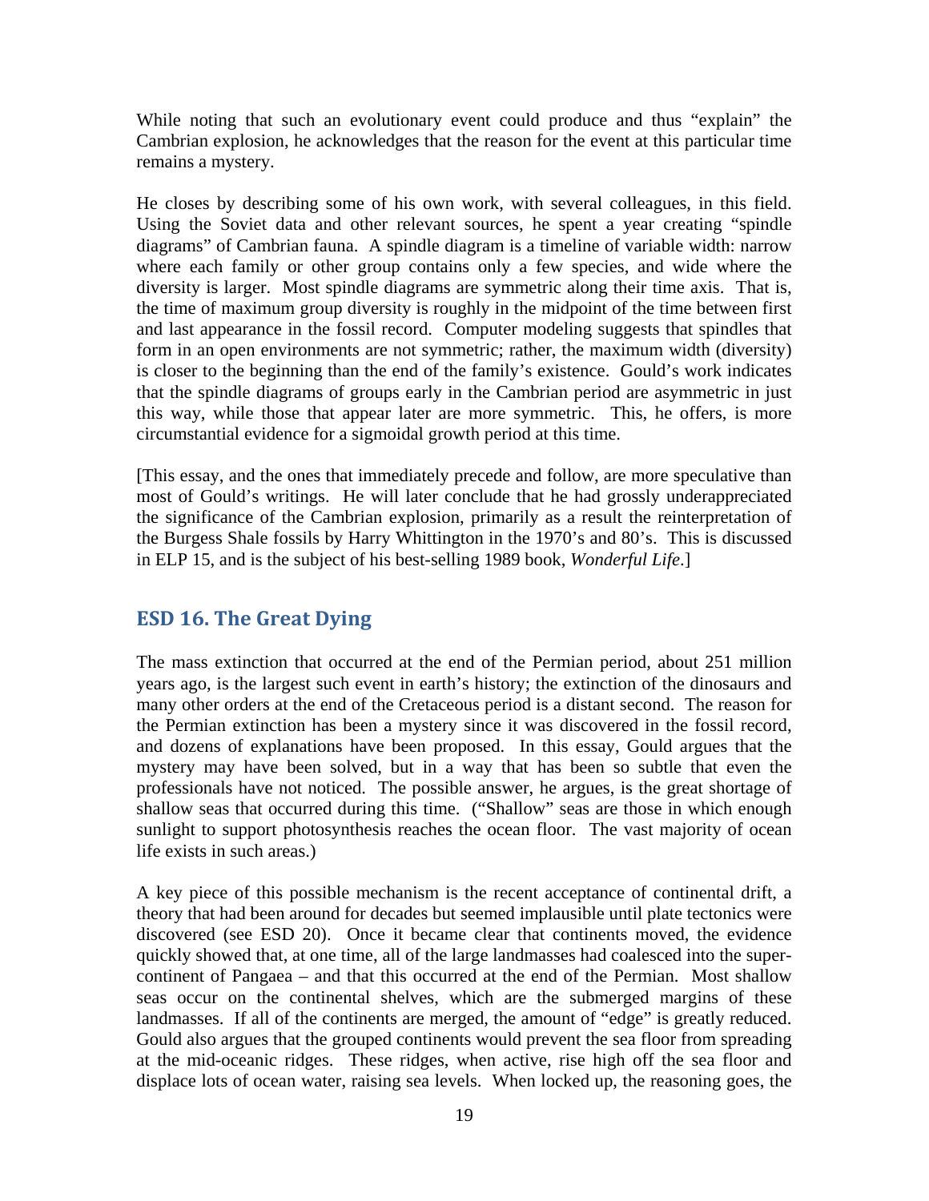While noting that such an evolutionary event could produce and thus "explain" the Cambrian explosion, he acknowledges that the reason for the event at this particular time remains a mystery.

He closes by describing some of his own work, with several colleagues, in this field. Using the Soviet data and other relevant sources, he spent a year creating "spindle diagrams" of Cambrian fauna. A spindle diagram is a timeline of variable width: narrow where each family or other group contains only a few species, and wide where the diversity is larger. Most spindle diagrams are symmetric along their time axis. That is, the time of maximum group diversity is roughly in the midpoint of the time between first and last appearance in the fossil record. Computer modeling suggests that spindles that form in an open environments are not symmetric; rather, the maximum width (diversity) is closer to the beginning than the end of the family's existence. Gould's work indicates that the spindle diagrams of groups early in the Cambrian period are asymmetric in just this way, while those that appear later are more symmetric. This, he offers, is more circumstantial evidence for a sigmoidal growth period at this time.

[This essay, and the ones that immediately precede and follow, are more speculative than most of Gould's writings. He will later conclude that he had grossly underappreciated the significance of the Cambrian explosion, primarily as a result the reinterpretation of the Burgess Shale fossils by Harry Whittington in the 1970's and 80's. This is discussed in ELP 15, and is the subject of his best-selling 1989 book, *Wonderful Life*.]

## ESD 16. The Great Dying

The mass extinction that occurred at the end of the Permian period, about 251 million years ago, is the largest such event in earth's history; the extinction of the dinosaurs and many other orders at the end of the Cretaceous period is a distant second. The reason for the Permian extinction has been a mystery since it was discovered in the fossil record, and dozens of explanations have been proposed. In this essay, Gould argues that the mystery may have been solved, but in a way that has been so subtle that even the professionals have not noticed. The possible answer, he argues, is the great shortage of shallow seas that occurred during this time. ("Shallow" seas are those in which enough sunlight to support photosynthesis reaches the ocean floor. The vast majority of ocean life exists in such areas.)

A key piece of this possible mechanism is the recent acceptance of continental drift, a theory that had been around for decades but seemed implausible until plate tectonics were discovered (see ESD 20). Once it became clear that continents moved, the evidence quickly showed that, at one time, all of the large landmasses had coalesced into the super-continent of Pangaea – and that this occurred at the end of the Permian. Most shallow seas occur on the continental shelves, which are the submerged margins of these landmasses. If all of the continents are merged, the amount of "edge" is greatly reduced. Gould also argues that the grouped continents would prevent the sea floor from spreading at the mid-oceanic ridges. These ridges, when active, rise high off the sea floor and displace lots of ocean water, raising sea levels. When locked up, the reasoning goes, the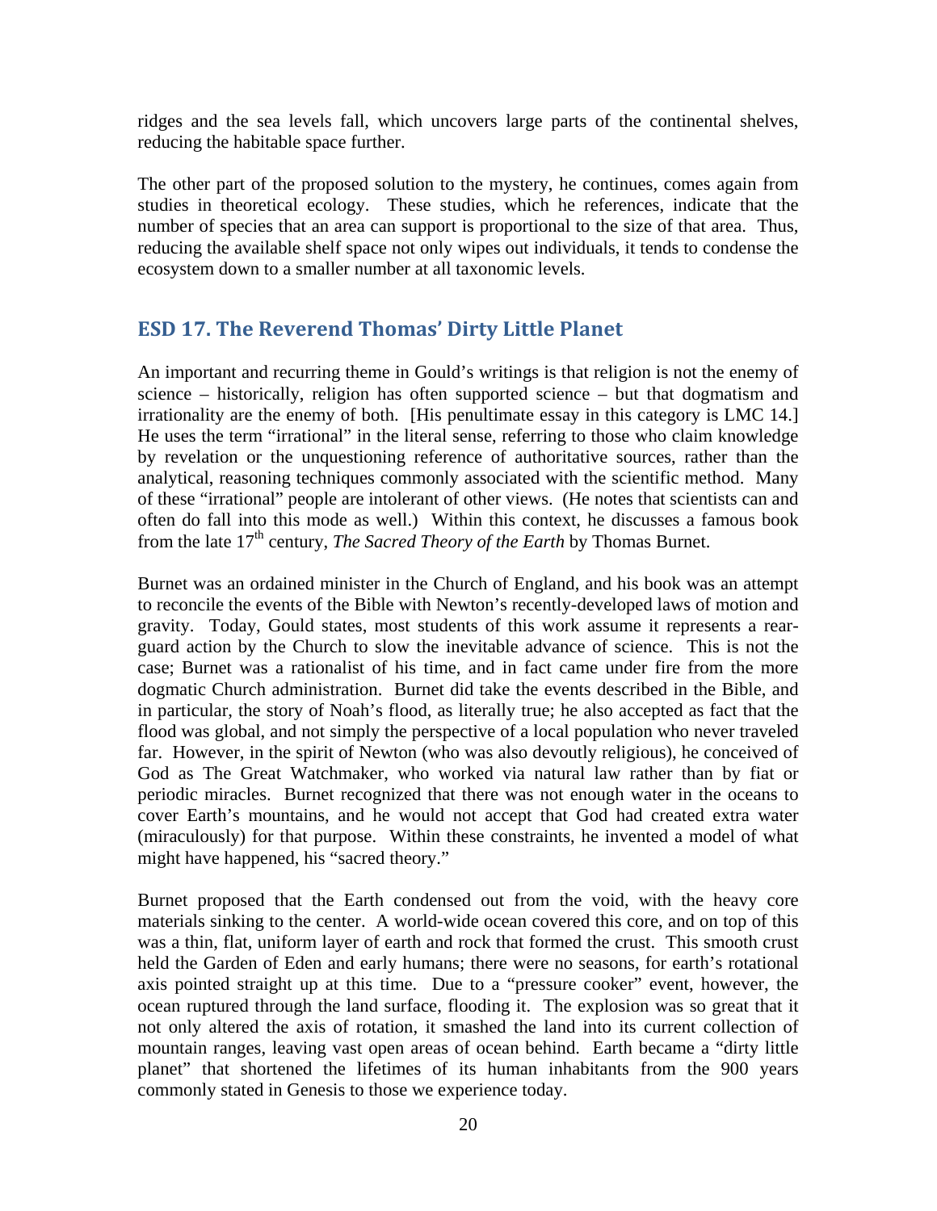ridges and the sea levels fall, which uncovers large parts of the continental shelves, reducing the habitable space further.

The other part of the proposed solution to the mystery, he continues, comes again from studies in theoretical ecology. These studies, which he references, indicate that the number of species that an area can support is proportional to the size of that area. Thus, reducing the available shelf space not only wipes out individuals, it tends to condense the ecosystem down to a smaller number at all taxonomic levels.

## ESD 17. The Reverend Thomas' Dirty Little Planet

An important and recurring theme in Gould's writings is that religion is not the enemy of science – historically, religion has often supported science – but that dogmatism and irrationality are the enemy of both. [His penultimate essay in this category is LMC 14.] He uses the term "irrational" in the literal sense, referring to those who claim knowledge by revelation or the unquestioning reference of authoritative sources, rather than the analytical, reasoning techniques commonly associated with the scientific method. Many of these "irrational" people are intolerant of other views. (He notes that scientists can and often do fall into this mode as well.) Within this context, he discusses a famous book from the late 17$^{th}$ century, *The Sacred Theory of the Earth* by Thomas Burnet.

Burnet was an ordained minister in the Church of England, and his book was an attempt to reconcile the events of the Bible with Newton's recently-developed laws of motion and gravity. Today, Gould states, most students of this work assume it represents a rear-guard action by the Church to slow the inevitable advance of science. This is not the case; Burnet was a rationalist of his time, and in fact came under fire from the more dogmatic Church administration. Burnet did take the events described in the Bible, and in particular, the story of Noah's flood, as literally true; he also accepted as fact that the flood was global, and not simply the perspective of a local population who never traveled far. However, in the spirit of Newton (who was also devoutly religious), he conceived of God as The Great Watchmaker, who worked via natural law rather than by fiat or periodic miracles. Burnet recognized that there was not enough water in the oceans to cover Earth's mountains, and he would not accept that God had created extra water (miraculously) for that purpose. Within these constraints, he invented a model of what might have happened, his "sacred theory."

Burnet proposed that the Earth condensed out from the void, with the heavy core materials sinking to the center. A world-wide ocean covered this core, and on top of this was a thin, flat, uniform layer of earth and rock that formed the crust. This smooth crust held the Garden of Eden and early humans; there were no seasons, for earth's rotational axis pointed straight up at this time. Due to a "pressure cooker" event, however, the ocean ruptured through the land surface, flooding it. The explosion was so great that it not only altered the axis of rotation, it smashed the land into its current collection of mountain ranges, leaving vast open areas of ocean behind. Earth became a "dirty little planet" that shortened the lifetimes of its human inhabitants from the 900 years commonly stated in Genesis to those we experience today.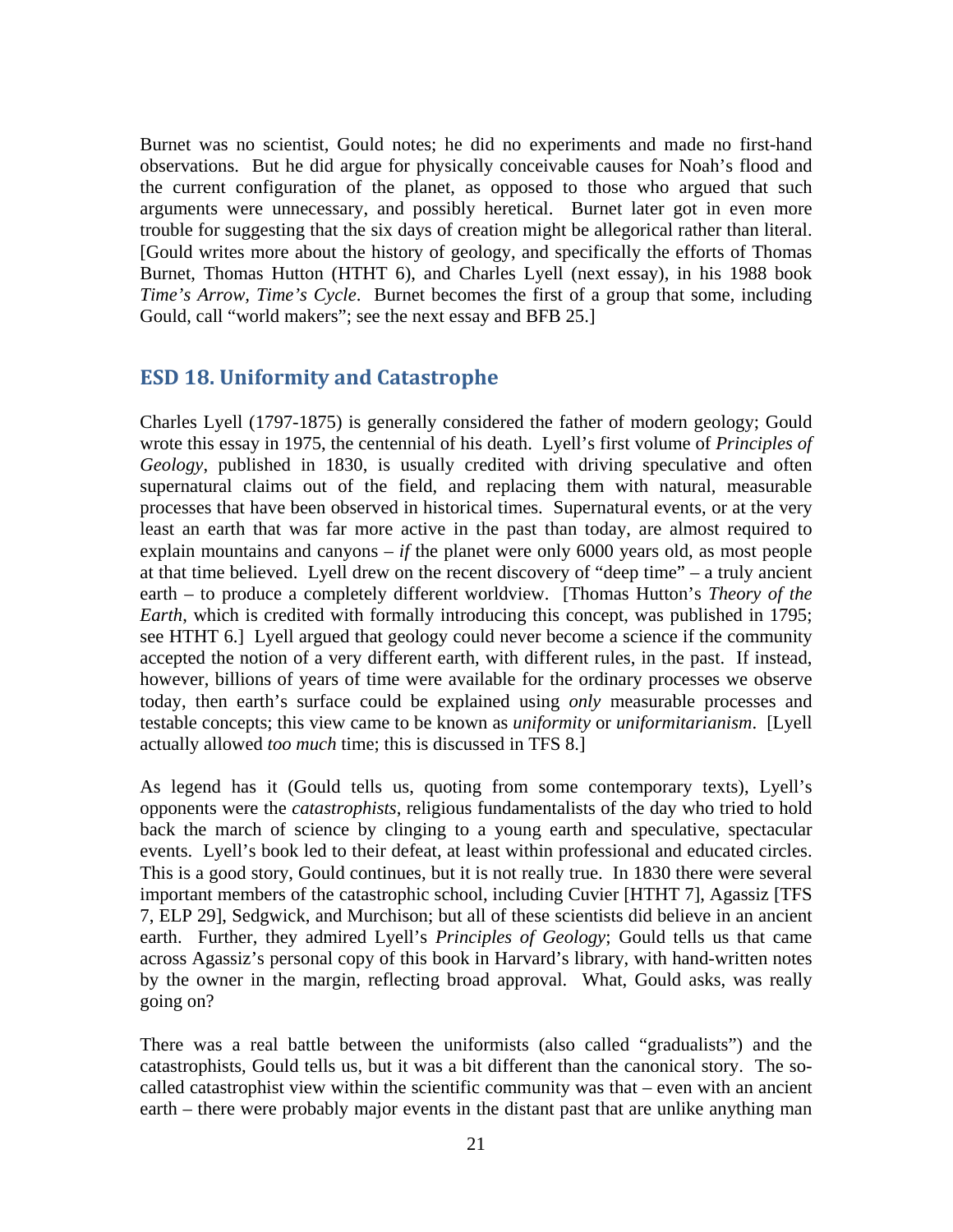Burnet was no scientist, Gould notes; he did no experiments and made no first-hand observations. But he did argue for physically conceivable causes for Noah's flood and the current configuration of the planet, as opposed to those who argued that such arguments were unnecessary, and possibly heretical. Burnet later got in even more trouble for suggesting that the six days of creation might be allegorical rather than literal. [Gould writes more about the history of geology, and specifically the efforts of Thomas Burnet, Thomas Hutton (HTHT 6), and Charles Lyell (next essay), in his 1988 book *Time's Arrow, Time's Cycle*. Burnet becomes the first of a group that some, including Gould, call "world makers"; see the next essay and BFB 25.]

## ESD 18. Uniformity and Catastrophe

Charles Lyell (1797-1875) is generally considered the father of modern geology; Gould wrote this essay in 1975, the centennial of his death. Lyell's first volume of *Principles of Geology*, published in 1830, is usually credited with driving speculative and often supernatural claims out of the field, and replacing them with natural, measurable processes that have been observed in historical times. Supernatural events, or at the very least an earth that was far more active in the past than today, are almost required to explain mountains and canyons – *if* the planet were only 6000 years old, as most people at that time believed. Lyell drew on the recent discovery of "deep time" – a truly ancient earth – to produce a completely different worldview. [Thomas Hutton's *Theory of the Earth*, which is credited with formally introducing this concept, was published in 1795; see HTHT 6.] Lyell argued that geology could never become a science if the community accepted the notion of a very different earth, with different rules, in the past. If instead, however, billions of years of time were available for the ordinary processes we observe today, then earth's surface could be explained using *only* measurable processes and testable concepts; this view came to be known as *uniformity* or *uniformitarianism*. [Lyell actually allowed *too much* time; this is discussed in TFS 8.]

As legend has it (Gould tells us, quoting from some contemporary texts), Lyell's opponents were the *catastrophists*, religious fundamentalists of the day who tried to hold back the march of science by clinging to a young earth and speculative, spectacular events. Lyell's book led to their defeat, at least within professional and educated circles. This is a good story, Gould continues, but it is not really true. In 1830 there were several important members of the catastrophic school, including Cuvier [HTHT 7], Agassiz [TFS 7, ELP 29], Sedgwick, and Murchison; but all of these scientists did believe in an ancient earth. Further, they admired Lyell's *Principles of Geology*; Gould tells us that came across Agassiz's personal copy of this book in Harvard's library, with hand-written notes by the owner in the margin, reflecting broad approval. What, Gould asks, was really going on?

There was a real battle between the uniformists (also called "gradualists") and the catastrophists, Gould tells us, but it was a bit different than the canonical story. The so-called catastrophist view within the scientific community was that – even with an ancient earth – there were probably major events in the distant past that are unlike anything man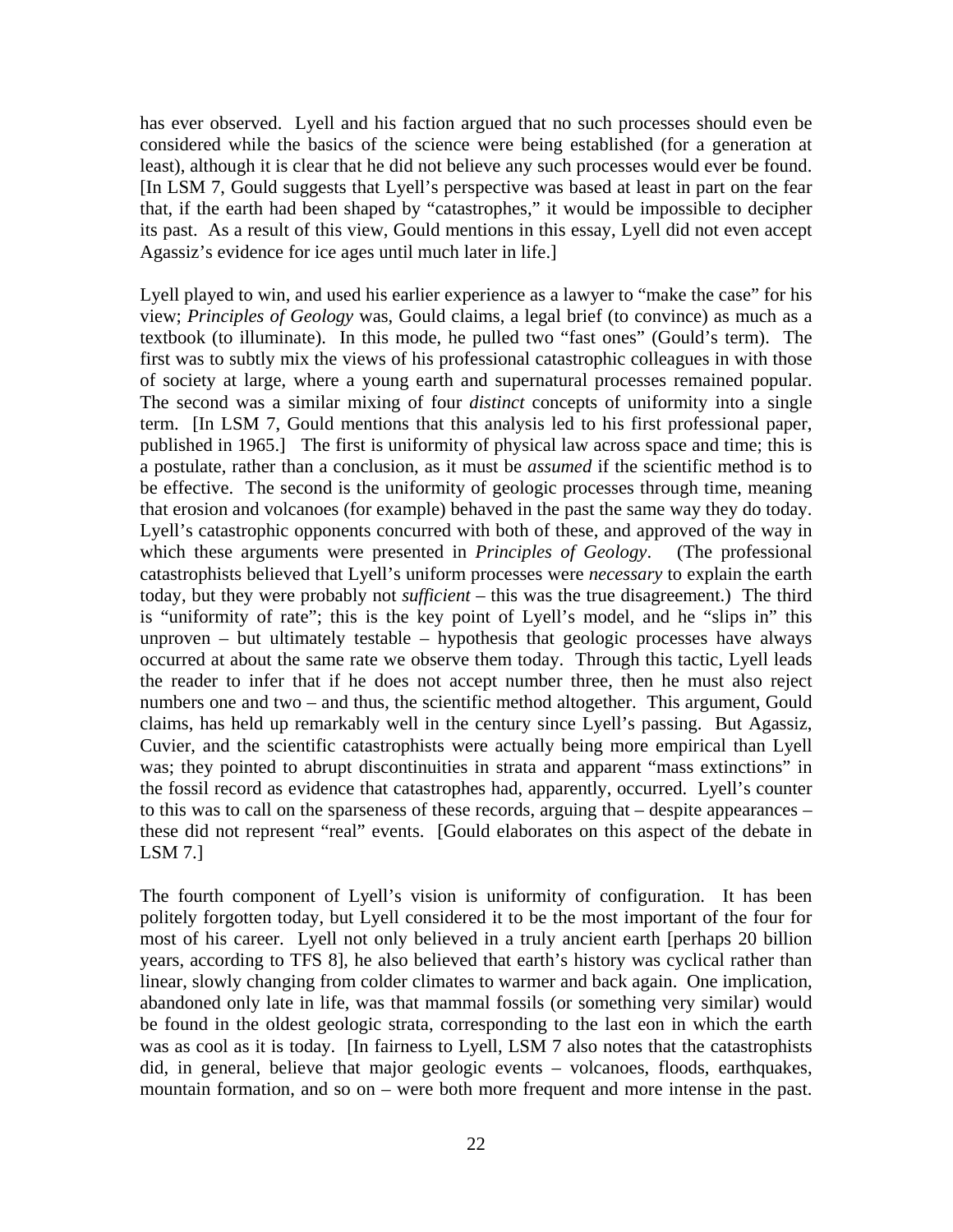has ever observed. Lyell and his faction argued that no such processes should even be considered while the basics of the science were being established (for a generation at least), although it is clear that he did not believe any such processes would ever be found. [In LSM 7, Gould suggests that Lyell's perspective was based at least in part on the fear that, if the earth had been shaped by "catastrophes," it would be impossible to decipher its past. As a result of this view, Gould mentions in this essay, Lyell did not even accept Agassiz's evidence for ice ages until much later in life.]

Lyell played to win, and used his earlier experience as a lawyer to "make the case" for his view; *Principles of Geology* was, Gould claims, a legal brief (to convince) as much as a textbook (to illuminate). In this mode, he pulled two "fast ones" (Gould's term). The first was to subtly mix the views of his professional catastrophic colleagues in with those of society at large, where a young earth and supernatural processes remained popular. The second was a similar mixing of four *distinct* concepts of uniformity into a single term. [In LSM 7, Gould mentions that this analysis led to his first professional paper, published in 1965.] The first is uniformity of physical law across space and time; this is a postulate, rather than a conclusion, as it must be *assumed* if the scientific method is to be effective. The second is the uniformity of geologic processes through time, meaning that erosion and volcanoes (for example) behaved in the past the same way they do today. Lyell's catastrophic opponents concurred with both of these, and approved of the way in which these arguments were presented in *Principles of Geology*. (The professional catastrophists believed that Lyell's uniform processes were *necessary* to explain the earth today, but they were probably not *sufficient* – this was the true disagreement.) The third is "uniformity of rate"; this is the key point of Lyell's model, and he "slips in" this unproven – but ultimately testable – hypothesis that geologic processes have always occurred at about the same rate we observe them today. Through this tactic, Lyell leads the reader to infer that if he does not accept number three, then he must also reject numbers one and two – and thus, the scientific method altogether. This argument, Gould claims, has held up remarkably well in the century since Lyell's passing. But Agassiz, Cuvier, and the scientific catastrophists were actually being more empirical than Lyell was; they pointed to abrupt discontinuities in strata and apparent "mass extinctions" in the fossil record as evidence that catastrophes had, apparently, occurred. Lyell's counter to this was to call on the sparseness of these records, arguing that – despite appearances – these did not represent "real" events. [Gould elaborates on this aspect of the debate in LSM 7.]

The fourth component of Lyell's vision is uniformity of configuration. It has been politely forgotten today, but Lyell considered it to be the most important of the four for most of his career. Lyell not only believed in a truly ancient earth [perhaps 20 billion years, according to TFS 8], he also believed that earth's history was cyclical rather than linear, slowly changing from colder climates to warmer and back again. One implication, abandoned only late in life, was that mammal fossils (or something very similar) would be found in the oldest geologic strata, corresponding to the last eon in which the earth was as cool as it is today. [In fairness to Lyell, LSM 7 also notes that the catastrophists did, in general, believe that major geologic events – volcanoes, floods, earthquakes, mountain formation, and so on – were both more frequent and more intense in the past.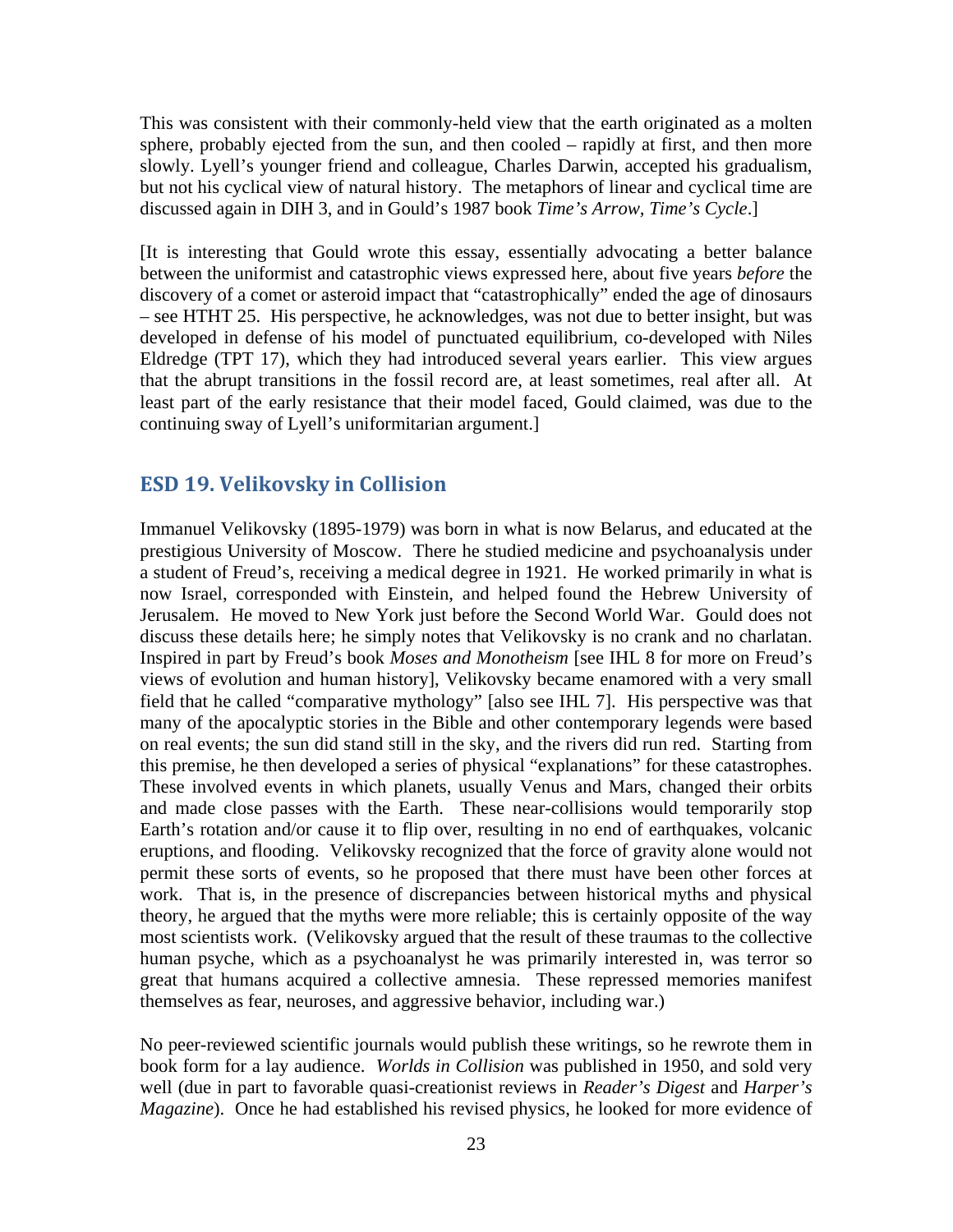This was consistent with their commonly-held view that the earth originated as a molten sphere, probably ejected from the sun, and then cooled – rapidly at first, and then more slowly. Lyell's younger friend and colleague, Charles Darwin, accepted his gradualism, but not his cyclical view of natural history. The metaphors of linear and cyclical time are discussed again in DIH 3, and in Gould's 1987 book *Time's Arrow, Time's Cycle*.]

[It is interesting that Gould wrote this essay, essentially advocating a better balance between the uniformist and catastrophic views expressed here, about five years *before* the discovery of a comet or asteroid impact that "catastrophically" ended the age of dinosaurs – see HTHT 25. His perspective, he acknowledges, was not due to better insight, but was developed in defense of his model of punctuated equilibrium, co-developed with Niles Eldredge (TPT 17), which they had introduced several years earlier. This view argues that the abrupt transitions in the fossil record are, at least sometimes, real after all. At least part of the early resistance that their model faced, Gould claimed, was due to the continuing sway of Lyell's uniformitarian argument.]

## ESD 19. Velikovsky in Collision

Immanuel Velikovsky (1895-1979) was born in what is now Belarus, and educated at the prestigious University of Moscow. There he studied medicine and psychoanalysis under a student of Freud's, receiving a medical degree in 1921. He worked primarily in what is now Israel, corresponded with Einstein, and helped found the Hebrew University of Jerusalem. He moved to New York just before the Second World War. Gould does not discuss these details here; he simply notes that Velikovsky is no crank and no charlatan. Inspired in part by Freud's book *Moses and Monotheism* [see IHL 8 for more on Freud's views of evolution and human history], Velikovsky became enamored with a very small field that he called "comparative mythology" [also see IHL 7]. His perspective was that many of the apocalyptic stories in the Bible and other contemporary legends were based on real events; the sun did stand still in the sky, and the rivers did run red. Starting from this premise, he then developed a series of physical "explanations" for these catastrophes. These involved events in which planets, usually Venus and Mars, changed their orbits and made close passes with the Earth. These near-collisions would temporarily stop Earth's rotation and/or cause it to flip over, resulting in no end of earthquakes, volcanic eruptions, and flooding. Velikovsky recognized that the force of gravity alone would not permit these sorts of events, so he proposed that there must have been other forces at work. That is, in the presence of discrepancies between historical myths and physical theory, he argued that the myths were more reliable; this is certainly opposite of the way most scientists work. (Velikovsky argued that the result of these traumas to the collective human psyche, which as a psychoanalyst he was primarily interested in, was terror so great that humans acquired a collective amnesia. These repressed memories manifest themselves as fear, neuroses, and aggressive behavior, including war.)

No peer-reviewed scientific journals would publish these writings, so he rewrote them in book form for a lay audience. *Worlds in Collision* was published in 1950, and sold very well (due in part to favorable quasi-creationist reviews in *Reader's Digest* and *Harper's Magazine*). Once he had established his revised physics, he looked for more evidence of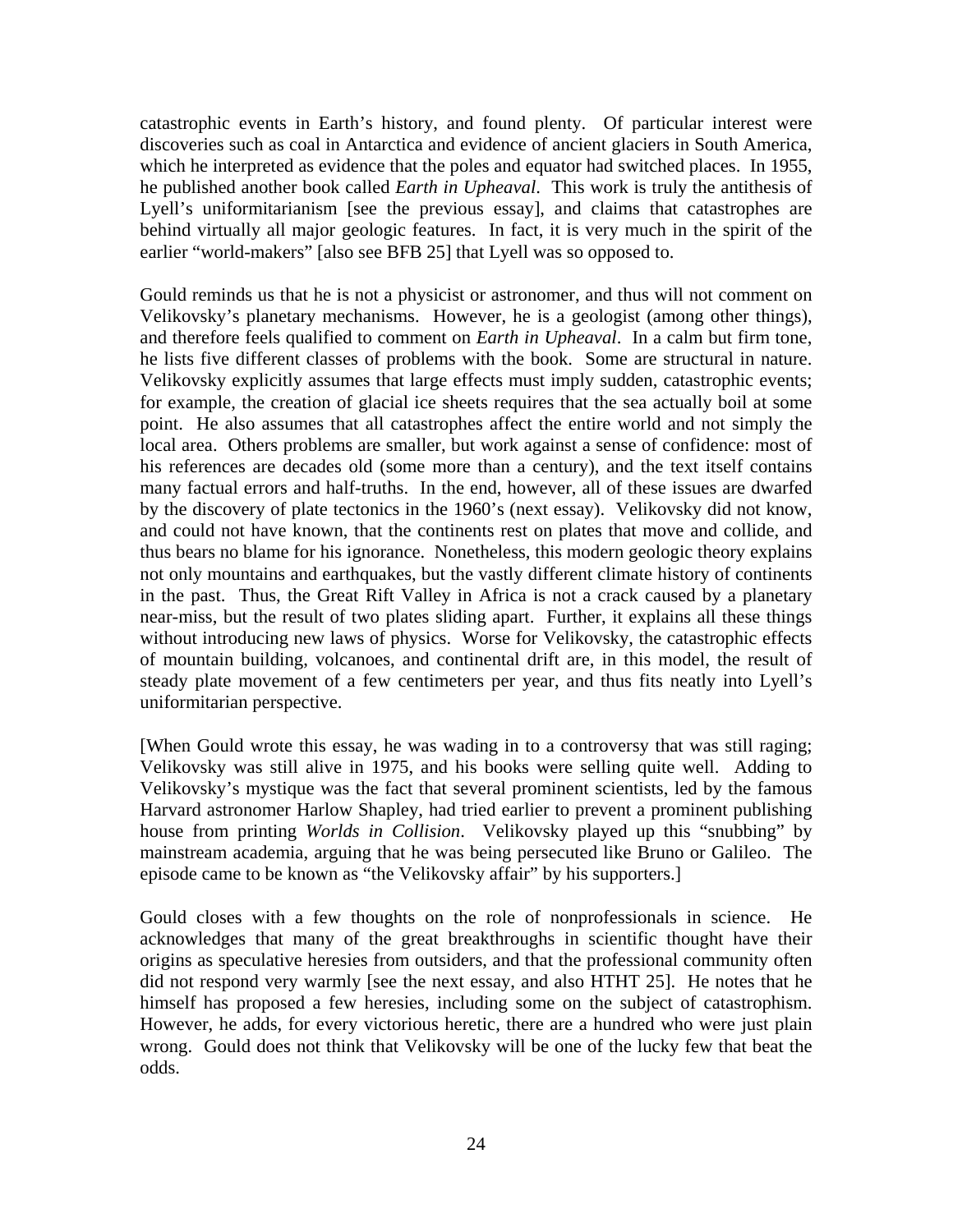catastrophic events in Earth's history, and found plenty. Of particular interest were discoveries such as coal in Antarctica and evidence of ancient glaciers in South America, which he interpreted as evidence that the poles and equator had switched places. In 1955, he published another book called *Earth in Upheaval*. This work is truly the antithesis of Lyell's uniformitarianism [see the previous essay], and claims that catastrophes are behind virtually all major geologic features. In fact, it is very much in the spirit of the earlier "world-makers" [also see BFB 25] that Lyell was so opposed to.

Gould reminds us that he is not a physicist or astronomer, and thus will not comment on Velikovsky's planetary mechanisms. However, he is a geologist (among other things), and therefore feels qualified to comment on *Earth in Upheaval*. In a calm but firm tone, he lists five different classes of problems with the book. Some are structural in nature. Velikovsky explicitly assumes that large effects must imply sudden, catastrophic events; for example, the creation of glacial ice sheets requires that the sea actually boil at some point. He also assumes that all catastrophes affect the entire world and not simply the local area. Others problems are smaller, but work against a sense of confidence: most of his references are decades old (some more than a century), and the text itself contains many factual errors and half-truths. In the end, however, all of these issues are dwarfed by the discovery of plate tectonics in the 1960's (next essay). Velikovsky did not know, and could not have known, that the continents rest on plates that move and collide, and thus bears no blame for his ignorance. Nonetheless, this modern geologic theory explains not only mountains and earthquakes, but the vastly different climate history of continents in the past. Thus, the Great Rift Valley in Africa is not a crack caused by a planetary near-miss, but the result of two plates sliding apart. Further, it explains all these things without introducing new laws of physics. Worse for Velikovsky, the catastrophic effects of mountain building, volcanoes, and continental drift are, in this model, the result of steady plate movement of a few centimeters per year, and thus fits neatly into Lyell's uniformitarian perspective.

[When Gould wrote this essay, he was wading in to a controversy that was still raging; Velikovsky was still alive in 1975, and his books were selling quite well. Adding to Velikovsky's mystique was the fact that several prominent scientists, led by the famous Harvard astronomer Harlow Shapley, had tried earlier to prevent a prominent publishing house from printing *Worlds in Collision*. Velikovsky played up this "snubbing" by mainstream academia, arguing that he was being persecuted like Bruno or Galileo. The episode came to be known as "the Velikovsky affair" by his supporters.]

Gould closes with a few thoughts on the role of nonprofessionals in science. He acknowledges that many of the great breakthroughs in scientific thought have their origins as speculative heresies from outsiders, and that the professional community often did not respond very warmly [see the next essay, and also HTHT 25]. He notes that he himself has proposed a few heresies, including some on the subject of catastrophism. However, he adds, for every victorious heretic, there are a hundred who were just plain wrong. Gould does not think that Velikovsky will be one of the lucky few that beat the odds.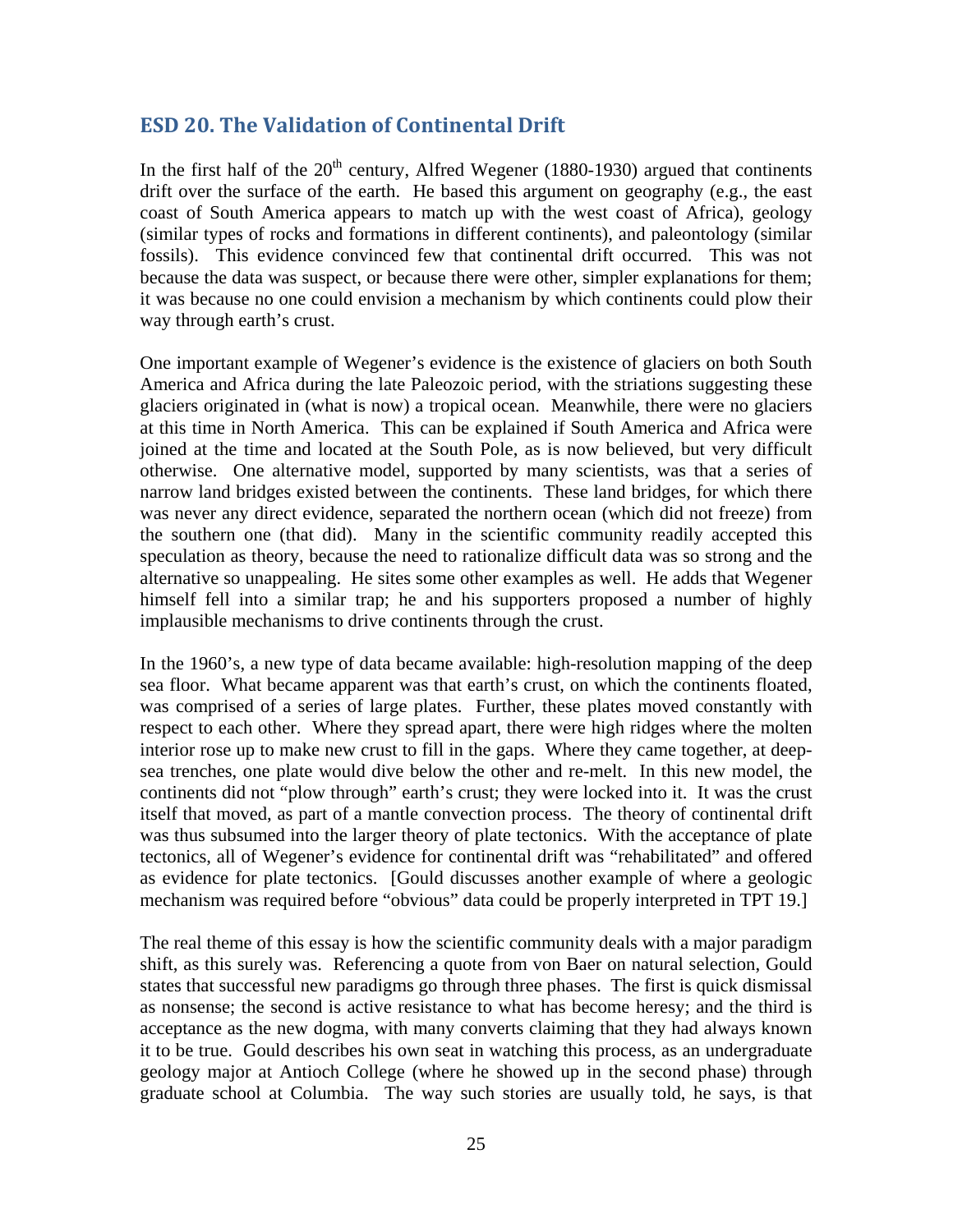## ESD 20. The Validation of Continental Drift

In the first half of the 20th century, Alfred Wegener (1880-1930) argued that continents drift over the surface of the earth. He based this argument on geography (e.g., the east coast of South America appears to match up with the west coast of Africa), geology (similar types of rocks and formations in different continents), and paleontology (similar fossils). This evidence convinced few that continental drift occurred. This was not because the data was suspect, or because there were other, simpler explanations for them; it was because no one could envision a mechanism by which continents could plow their way through earth's crust.

One important example of Wegener's evidence is the existence of glaciers on both South America and Africa during the late Paleozoic period, with the striations suggesting these glaciers originated in (what is now) a tropical ocean. Meanwhile, there were no glaciers at this time in North America. This can be explained if South America and Africa were joined at the time and located at the South Pole, as is now believed, but very difficult otherwise. One alternative model, supported by many scientists, was that a series of narrow land bridges existed between the continents. These land bridges, for which there was never any direct evidence, separated the northern ocean (which did not freeze) from the southern one (that did). Many in the scientific community readily accepted this speculation as theory, because the need to rationalize difficult data was so strong and the alternative so unappealing. He sites some other examples as well. He adds that Wegener himself fell into a similar trap; he and his supporters proposed a number of highly implausible mechanisms to drive continents through the crust.

In the 1960's, a new type of data became available: high-resolution mapping of the deep sea floor. What became apparent was that earth's crust, on which the continents floated, was comprised of a series of large plates. Further, these plates moved constantly with respect to each other. Where they spread apart, there were high ridges where the molten interior rose up to make new crust to fill in the gaps. Where they came together, at deep-sea trenches, one plate would dive below the other and re-melt. In this new model, the continents did not "plow through" earth's crust; they were locked into it. It was the crust itself that moved, as part of a mantle convection process. The theory of continental drift was thus subsumed into the larger theory of plate tectonics. With the acceptance of plate tectonics, all of Wegener's evidence for continental drift was "rehabilitated" and offered as evidence for plate tectonics. [Gould discusses another example of where a geologic mechanism was required before "obvious" data could be properly interpreted in TPT 19.]

The real theme of this essay is how the scientific community deals with a major paradigm shift, as this surely was. Referencing a quote from von Baer on natural selection, Gould states that successful new paradigms go through three phases. The first is quick dismissal as nonsense; the second is active resistance to what has become heresy; and the third is acceptance as the new dogma, with many converts claiming that they had always known it to be true. Gould describes his own seat in watching this process, as an undergraduate geology major at Antioch College (where he showed up in the second phase) through graduate school at Columbia. The way such stories are usually told, he says, is that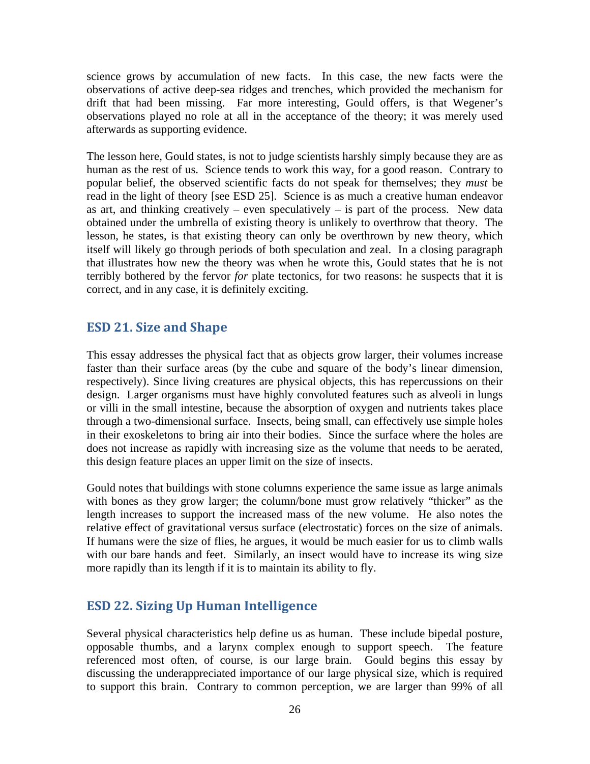science grows by accumulation of new facts. In this case, the new facts were the observations of active deep-sea ridges and trenches, which provided the mechanism for drift that had been missing. Far more interesting, Gould offers, is that Wegener's observations played no role at all in the acceptance of the theory; it was merely used afterwards as supporting evidence.

The lesson here, Gould states, is not to judge scientists harshly simply because they are as human as the rest of us. Science tends to work this way, for a good reason. Contrary to popular belief, the observed scientific facts do not speak for themselves; they *must* be read in the light of theory [see ESD 25]. Science is as much a creative human endeavor as art, and thinking creatively – even speculatively – is part of the process. New data obtained under the umbrella of existing theory is unlikely to overthrow that theory. The lesson, he states, is that existing theory can only be overthrown by new theory, which itself will likely go through periods of both speculation and zeal. In a closing paragraph that illustrates how new the theory was when he wrote this, Gould states that he is not terribly bothered by the fervor *for* plate tectonics, for two reasons: he suspects that it is correct, and in any case, it is definitely exciting.

## ESD 21. Size and Shape

This essay addresses the physical fact that as objects grow larger, their volumes increase faster than their surface areas (by the cube and square of the body's linear dimension, respectively). Since living creatures are physical objects, this has repercussions on their design. Larger organisms must have highly convoluted features such as alveoli in lungs or villi in the small intestine, because the absorption of oxygen and nutrients takes place through a two-dimensional surface. Insects, being small, can effectively use simple holes in their exoskeletons to bring air into their bodies. Since the surface where the holes are does not increase as rapidly with increasing size as the volume that needs to be aerated, this design feature places an upper limit on the size of insects.

Gould notes that buildings with stone columns experience the same issue as large animals with bones as they grow larger; the column/bone must grow relatively "thicker" as the length increases to support the increased mass of the new volume. He also notes the relative effect of gravitational versus surface (electrostatic) forces on the size of animals. If humans were the size of flies, he argues, it would be much easier for us to climb walls with our bare hands and feet. Similarly, an insect would have to increase its wing size more rapidly than its length if it is to maintain its ability to fly.

## ESD 22. Sizing Up Human Intelligence

Several physical characteristics help define us as human. These include bipedal posture, opposable thumbs, and a larynx complex enough to support speech. The feature referenced most often, of course, is our large brain. Gould begins this essay by discussing the underappreciated importance of our large physical size, which is required to support this brain. Contrary to common perception, we are larger than 99% of all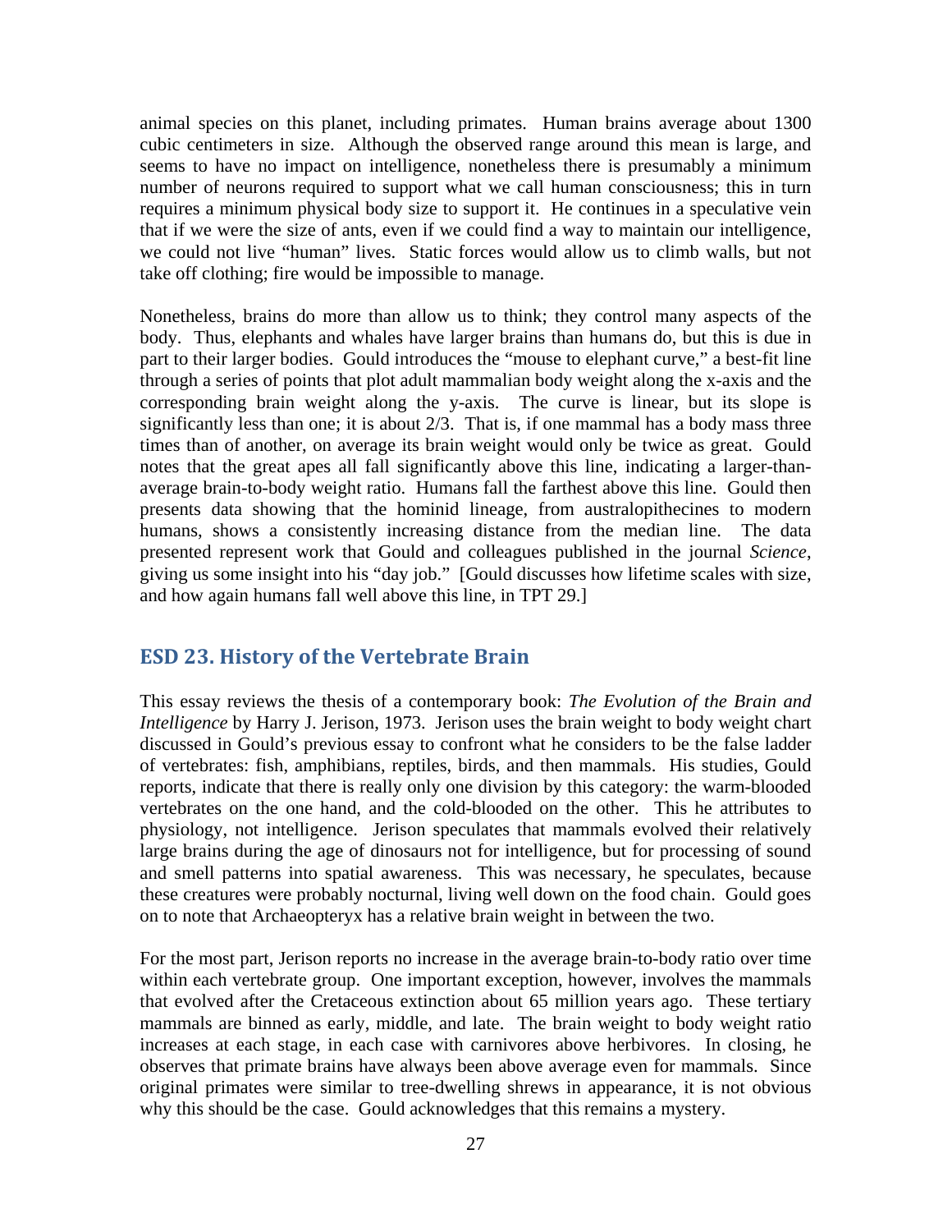animal species on this planet, including primates. Human brains average about 1300 cubic centimeters in size. Although the observed range around this mean is large, and seems to have no impact on intelligence, nonetheless there is presumably a minimum number of neurons required to support what we call human consciousness; this in turn requires a minimum physical body size to support it. He continues in a speculative vein that if we were the size of ants, even if we could find a way to maintain our intelligence, we could not live "human" lives. Static forces would allow us to climb walls, but not take off clothing; fire would be impossible to manage.

Nonetheless, brains do more than allow us to think; they control many aspects of the body. Thus, elephants and whales have larger brains than humans do, but this is due in part to their larger bodies. Gould introduces the "mouse to elephant curve," a best-fit line through a series of points that plot adult mammalian body weight along the x-axis and the corresponding brain weight along the y-axis. The curve is linear, but its slope is significantly less than one; it is about 2/3. That is, if one mammal has a body mass three times than of another, on average its brain weight would only be twice as great. Gould notes that the great apes all fall significantly above this line, indicating a larger-than-average brain-to-body weight ratio. Humans fall the farthest above this line. Gould then presents data showing that the hominid lineage, from australopithecines to modern humans, shows a consistently increasing distance from the median line. The data presented represent work that Gould and colleagues published in the journal *Science*, giving us some insight into his "day job." [Gould discusses how lifetime scales with size, and how again humans fall well above this line, in TPT 29.]

## ESD 23. History of the Vertebrate Brain

This essay reviews the thesis of a contemporary book: *The Evolution of the Brain and Intelligence* by Harry J. Jerison, 1973. Jerison uses the brain weight to body weight chart discussed in Gould's previous essay to confront what he considers to be the false ladder of vertebrates: fish, amphibians, reptiles, birds, and then mammals. His studies, Gould reports, indicate that there is really only one division by this category: the warm-blooded vertebrates on the one hand, and the cold-blooded on the other. This he attributes to physiology, not intelligence. Jerison speculates that mammals evolved their relatively large brains during the age of dinosaurs not for intelligence, but for processing of sound and smell patterns into spatial awareness. This was necessary, he speculates, because these creatures were probably nocturnal, living well down on the food chain. Gould goes on to note that Archaeopteryx has a relative brain weight in between the two.

For the most part, Jerison reports no increase in the average brain-to-body ratio over time within each vertebrate group. One important exception, however, involves the mammals that evolved after the Cretaceous extinction about 65 million years ago. These tertiary mammals are binned as early, middle, and late. The brain weight to body weight ratio increases at each stage, in each case with carnivores above herbivores. In closing, he observes that primate brains have always been above average even for mammals. Since original primates were similar to tree-dwelling shrews in appearance, it is not obvious why this should be the case. Gould acknowledges that this remains a mystery.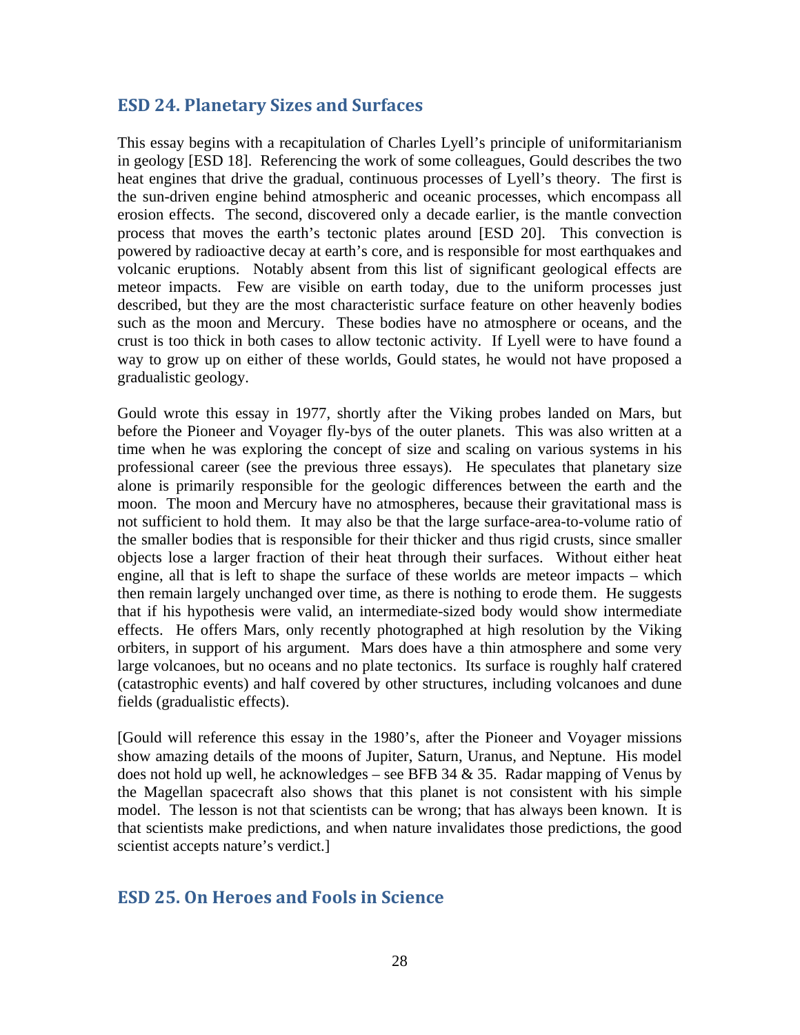## ESD 24. Planetary Sizes and Surfaces

This essay begins with a recapitulation of Charles Lyell's principle of uniformitarianism in geology [ESD 18]. Referencing the work of some colleagues, Gould describes the two heat engines that drive the gradual, continuous processes of Lyell's theory. The first is the sun-driven engine behind atmospheric and oceanic processes, which encompass all erosion effects. The second, discovered only a decade earlier, is the mantle convection process that moves the earth's tectonic plates around [ESD 20]. This convection is powered by radioactive decay at earth's core, and is responsible for most earthquakes and volcanic eruptions. Notably absent from this list of significant geological effects are meteor impacts. Few are visible on earth today, due to the uniform processes just described, but they are the most characteristic surface feature on other heavenly bodies such as the moon and Mercury. These bodies have no atmosphere or oceans, and the crust is too thick in both cases to allow tectonic activity. If Lyell were to have found a way to grow up on either of these worlds, Gould states, he would not have proposed a gradualistic geology.

Gould wrote this essay in 1977, shortly after the Viking probes landed on Mars, but before the Pioneer and Voyager fly-bys of the outer planets. This was also written at a time when he was exploring the concept of size and scaling on various systems in his professional career (see the previous three essays). He speculates that planetary size alone is primarily responsible for the geologic differences between the earth and the moon. The moon and Mercury have no atmospheres, because their gravitational mass is not sufficient to hold them. It may also be that the large surface-area-to-volume ratio of the smaller bodies that is responsible for their thicker and thus rigid crusts, since smaller objects lose a larger fraction of their heat through their surfaces. Without either heat engine, all that is left to shape the surface of these worlds are meteor impacts – which then remain largely unchanged over time, as there is nothing to erode them. He suggests that if his hypothesis were valid, an intermediate-sized body would show intermediate effects. He offers Mars, only recently photographed at high resolution by the Viking orbiters, in support of his argument. Mars does have a thin atmosphere and some very large volcanoes, but no oceans and no plate tectonics. Its surface is roughly half cratered (catastrophic events) and half covered by other structures, including volcanoes and dune fields (gradualistic effects).

[Gould will reference this essay in the 1980's, after the Pioneer and Voyager missions show amazing details of the moons of Jupiter, Saturn, Uranus, and Neptune. His model does not hold up well, he acknowledges – see BFB 34 & 35. Radar mapping of Venus by the Magellan spacecraft also shows that this planet is not consistent with his simple model. The lesson is not that scientists can be wrong; that has always been known. It is that scientists make predictions, and when nature invalidates those predictions, the good scientist accepts nature's verdict.]

## ESD 25. On Heroes and Fools in Science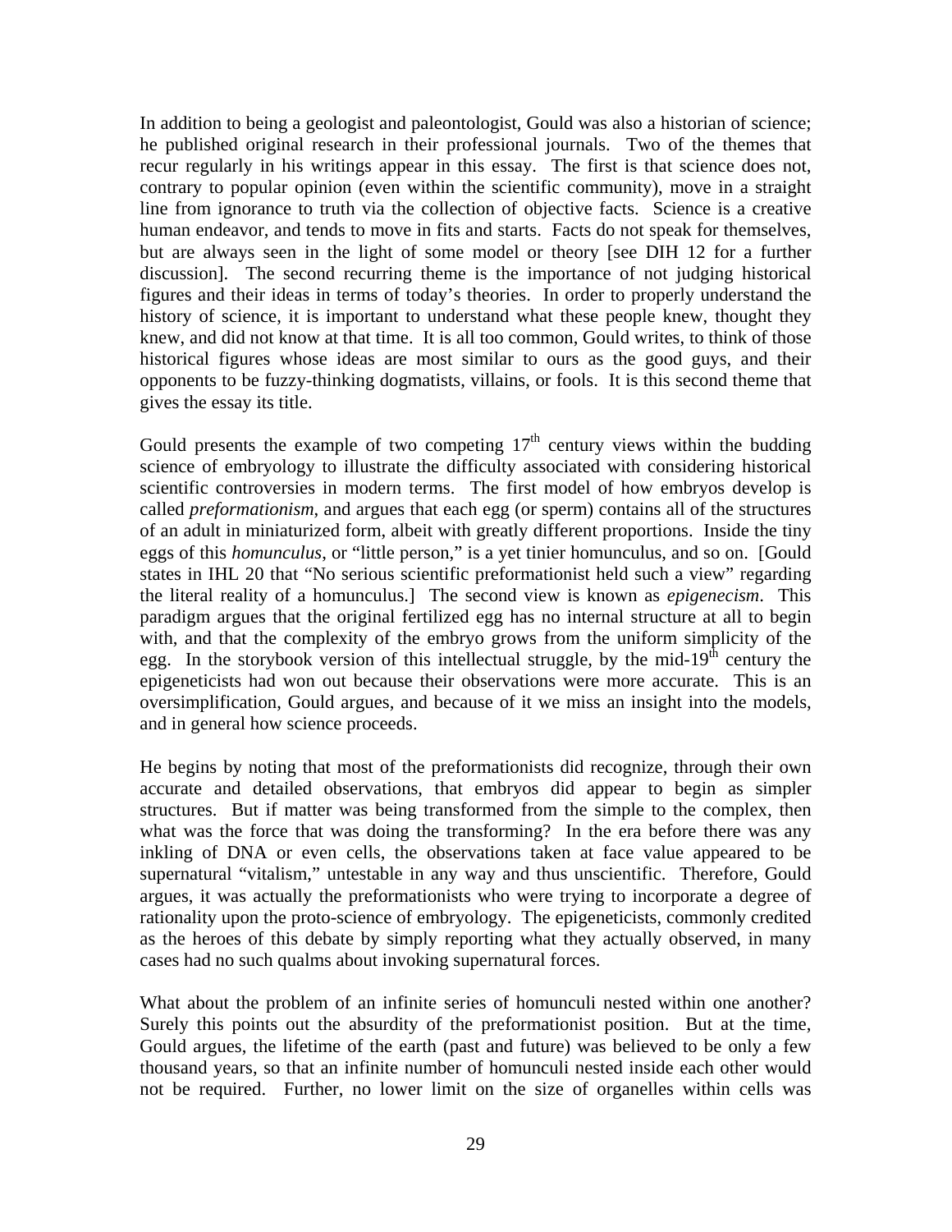In addition to being a geologist and paleontologist, Gould was also a historian of science; he published original research in their professional journals. Two of the themes that recur regularly in his writings appear in this essay. The first is that science does not, contrary to popular opinion (even within the scientific community), move in a straight line from ignorance to truth via the collection of objective facts. Science is a creative human endeavor, and tends to move in fits and starts. Facts do not speak for themselves, but are always seen in the light of some model or theory [see DIH 12 for a further discussion]. The second recurring theme is the importance of not judging historical figures and their ideas in terms of today's theories. In order to properly understand the history of science, it is important to understand what these people knew, thought they knew, and did not know at that time. It is all too common, Gould writes, to think of those historical figures whose ideas are most similar to ours as the good guys, and their opponents to be fuzzy-thinking dogmatists, villains, or fools. It is this second theme that gives the essay its title.

Gould presents the example of two competing 17$^{th}$ century views within the budding science of embryology to illustrate the difficulty associated with considering historical scientific controversies in modern terms. The first model of how embryos develop is called *preformationism*, and argues that each egg (or sperm) contains all of the structures of an adult in miniaturized form, albeit with greatly different proportions. Inside the tiny eggs of this *homunculus*, or "little person," is a yet tinier homunculus, and so on. [Gould states in IHL 20 that "No serious scientific preformationist held such a view" regarding the literal reality of a homunculus.] The second view is known as *epigenecism*. This paradigm argues that the original fertilized egg has no internal structure at all to begin with, and that the complexity of the embryo grows from the uniform simplicity of the egg. In the storybook version of this intellectual struggle, by the mid-19$^{th}$ century the epigeneticists had won out because their observations were more accurate. This is an oversimplification, Gould argues, and because of it we miss an insight into the models, and in general how science proceeds.

He begins by noting that most of the preformationists did recognize, through their own accurate and detailed observations, that embryos did appear to begin as simpler structures. But if matter was being transformed from the simple to the complex, then what was the force that was doing the transforming? In the era before there was any inkling of DNA or even cells, the observations taken at face value appeared to be supernatural "vitalism," untestable in any way and thus unscientific. Therefore, Gould argues, it was actually the preformationists who were trying to incorporate a degree of rationality upon the proto-science of embryology. The epigeneticists, commonly credited as the heroes of this debate by simply reporting what they actually observed, in many cases had no such qualms about invoking supernatural forces.

What about the problem of an infinite series of homunculi nested within one another? Surely this points out the absurdity of the preformationist position. But at the time, Gould argues, the lifetime of the earth (past and future) was believed to be only a few thousand years, so that an infinite number of homunculi nested inside each other would not be required. Further, no lower limit on the size of organelles within cells was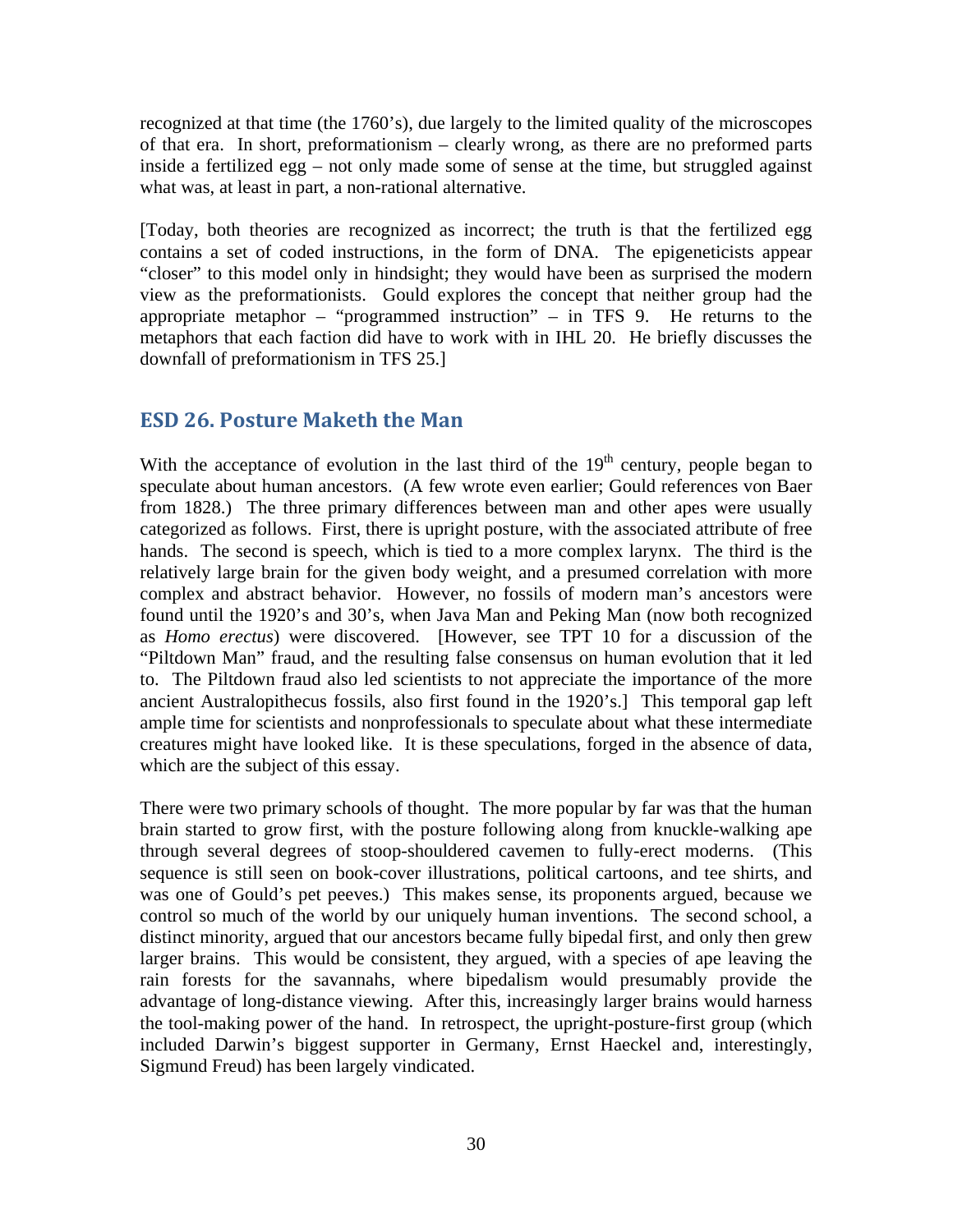recognized at that time (the 1760's), due largely to the limited quality of the microscopes of that era. In short, preformationism – clearly wrong, as there are no preformed parts inside a fertilized egg – not only made some of sense at the time, but struggled against what was, at least in part, a non-rational alternative.

[Today, both theories are recognized as incorrect; the truth is that the fertilized egg contains a set of coded instructions, in the form of DNA. The epigeneticists appear "closer" to this model only in hindsight; they would have been as surprised the modern view as the preformationists. Gould explores the concept that neither group had the appropriate metaphor – "programmed instruction" – in TFS 9. He returns to the metaphors that each faction did have to work with in IHL 20. He briefly discusses the downfall of preformationism in TFS 25.]

## ESD 26. Posture Maketh the Man

With the acceptance of evolution in the last third of the 19th century, people began to speculate about human ancestors. (A few wrote even earlier; Gould references von Baer from 1828.) The three primary differences between man and other apes were usually categorized as follows. First, there is upright posture, with the associated attribute of free hands. The second is speech, which is tied to a more complex larynx. The third is the relatively large brain for the given body weight, and a presumed correlation with more complex and abstract behavior. However, no fossils of modern man's ancestors were found until the 1920's and 30's, when Java Man and Peking Man (now both recognized as *Homo erectus*) were discovered. [However, see TPT 10 for a discussion of the "Piltdown Man" fraud, and the resulting false consensus on human evolution that it led to. The Piltdown fraud also led scientists to not appreciate the importance of the more ancient Australopithecus fossils, also first found in the 1920's.] This temporal gap left ample time for scientists and nonprofessionals to speculate about what these intermediate creatures might have looked like. It is these speculations, forged in the absence of data, which are the subject of this essay.

There were two primary schools of thought. The more popular by far was that the human brain started to grow first, with the posture following along from knuckle-walking ape through several degrees of stoop-shouldered cavemen to fully-erect moderns. (This sequence is still seen on book-cover illustrations, political cartoons, and tee shirts, and was one of Gould's pet peeves.) This makes sense, its proponents argued, because we control so much of the world by our uniquely human inventions. The second school, a distinct minority, argued that our ancestors became fully bipedal first, and only then grew larger brains. This would be consistent, they argued, with a species of ape leaving the rain forests for the savannahs, where bipedalism would presumably provide the advantage of long-distance viewing. After this, increasingly larger brains would harness the tool-making power of the hand. In retrospect, the upright-posture-first group (which included Darwin's biggest supporter in Germany, Ernst Haeckel and, interestingly, Sigmund Freud) has been largely vindicated.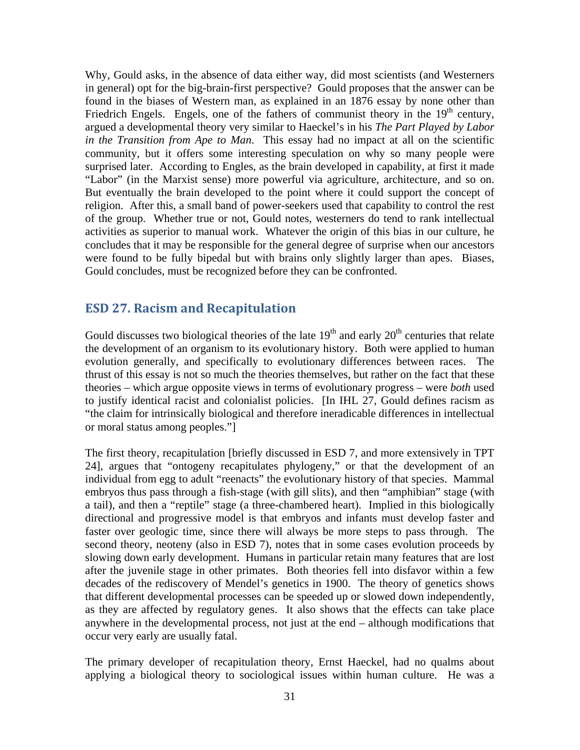Why, Gould asks, in the absence of data either way, did most scientists (and Westerners in general) opt for the big-brain-first perspective? Gould proposes that the answer can be found in the biases of Western man, as explained in an 1876 essay by none other than Friedrich Engels. Engels, one of the fathers of communist theory in the 19th century, argued a developmental theory very similar to Haeckel's in his *The Part Played by Labor in the Transition from Ape to Man*. This essay had no impact at all on the scientific community, but it offers some interesting speculation on why so many people were surprised later. According to Engles, as the brain developed in capability, at first it made "Labor" (in the Marxist sense) more powerful via agriculture, architecture, and so on. But eventually the brain developed to the point where it could support the concept of religion. After this, a small band of power-seekers used that capability to control the rest of the group. Whether true or not, Gould notes, westerners do tend to rank intellectual activities as superior to manual work. Whatever the origin of this bias in our culture, he concludes that it may be responsible for the general degree of surprise when our ancestors were found to be fully bipedal but with brains only slightly larger than apes. Biases, Gould concludes, must be recognized before they can be confronted.

## ESD 27. Racism and Recapitulation

Gould discusses two biological theories of the late 19th and early 20th centuries that relate the development of an organism to its evolutionary history. Both were applied to human evolution generally, and specifically to evolutionary differences between races. The thrust of this essay is not so much the theories themselves, but rather on the fact that these theories – which argue opposite views in terms of evolutionary progress – were *both* used to justify identical racist and colonialist policies. [In IHL 27, Gould defines racism as "the claim for intrinsically biological and therefore ineradicable differences in intellectual or moral status among peoples."]

The first theory, recapitulation [briefly discussed in ESD 7, and more extensively in TPT 24], argues that "ontogeny recapitulates phylogeny," or that the development of an individual from egg to adult "reenacts" the evolutionary history of that species. Mammal embryos thus pass through a fish-stage (with gill slits), and then "amphibian" stage (with a tail), and then a "reptile" stage (a three-chambered heart). Implied in this biologically directional and progressive model is that embryos and infants must develop faster and faster over geologic time, since there will always be more steps to pass through. The second theory, neoteny (also in ESD 7), notes that in some cases evolution proceeds by slowing down early development. Humans in particular retain many features that are lost after the juvenile stage in other primates. Both theories fell into disfavor within a few decades of the rediscovery of Mendel's genetics in 1900. The theory of genetics shows that different developmental processes can be speeded up or slowed down independently, as they are affected by regulatory genes. It also shows that the effects can take place anywhere in the developmental process, not just at the end – although modifications that occur very early are usually fatal.

The primary developer of recapitulation theory, Ernst Haeckel, had no qualms about applying a biological theory to sociological issues within human culture. He was a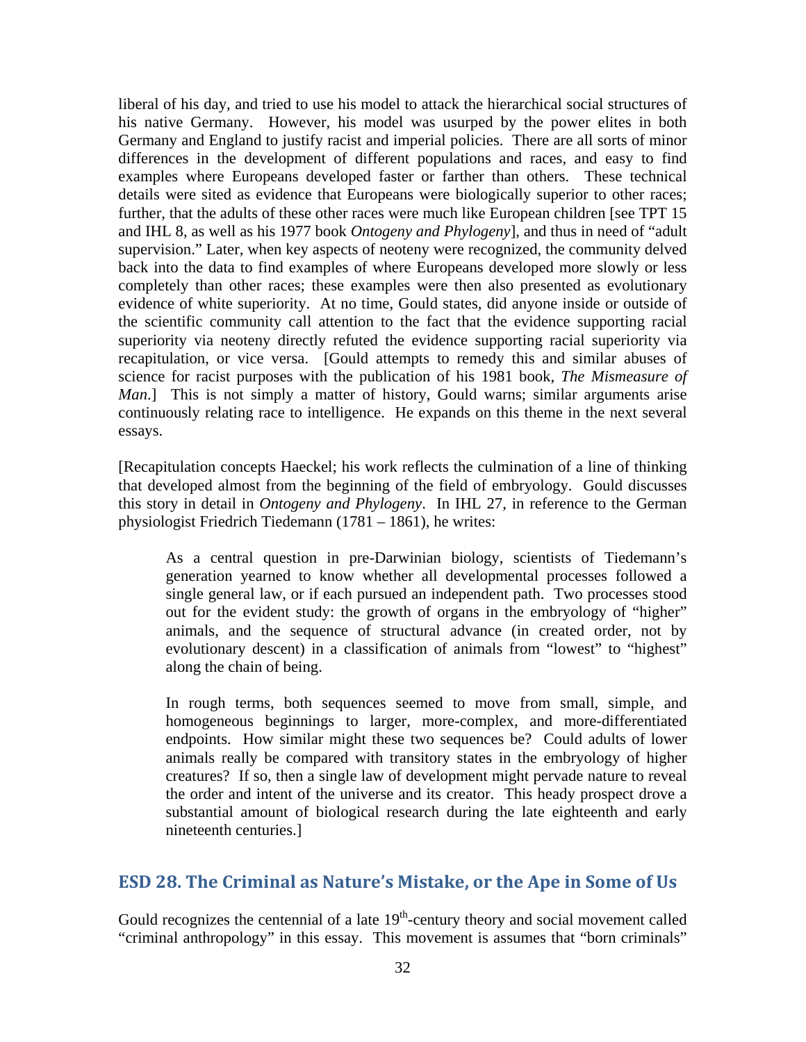liberal of his day, and tried to use his model to attack the hierarchical social structures of his native Germany. However, his model was usurped by the power elites in both Germany and England to justify racist and imperial policies. There are all sorts of minor differences in the development of different populations and races, and easy to find examples where Europeans developed faster or farther than others. These technical details were sited as evidence that Europeans were biologically superior to other races; further, that the adults of these other races were much like European children [see TPT 15 and IHL 8, as well as his 1977 book *Ontogeny and Phylogeny*], and thus in need of "adult supervision." Later, when key aspects of neoteny were recognized, the community delved back into the data to find examples of where Europeans developed more slowly or less completely than other races; these examples were then also presented as evolutionary evidence of white superiority. At no time, Gould states, did anyone inside or outside of the scientific community call attention to the fact that the evidence supporting racial superiority via neoteny directly refuted the evidence supporting racial superiority via recapitulation, or vice versa. [Gould attempts to remedy this and similar abuses of science for racist purposes with the publication of his 1981 book, *The Mismeasure of Man*.] This is not simply a matter of history, Gould warns; similar arguments arise continuously relating race to intelligence. He expands on this theme in the next several essays.

[Recapitulation concepts Haeckel; his work reflects the culmination of a line of thinking that developed almost from the beginning of the field of embryology. Gould discusses this story in detail in *Ontogeny and Phylogeny*. In IHL 27, in reference to the German physiologist Friedrich Tiedemann (1781 – 1861), he writes:

> As a central question in pre-Darwinian biology, scientists of Tiedemann's generation yearned to know whether all developmental processes followed a single general law, or if each pursued an independent path. Two processes stood out for the evident study: the growth of organs in the embryology of "higher" animals, and the sequence of structural advance (in created order, not by evolutionary descent) in a classification of animals from "lowest" to "highest" along the chain of being.
>
> In rough terms, both sequences seemed to move from small, simple, and homogeneous beginnings to larger, more-complex, and more-differentiated endpoints. How similar might these two sequences be? Could adults of lower animals really be compared with transitory states in the embryology of higher creatures? If so, then a single law of development might pervade nature to reveal the order and intent of the universe and its creator. This heady prospect drove a substantial amount of biological research during the late eighteenth and early nineteenth centuries.]

## ESD 28. The Criminal as Nature's Mistake, or the Ape in Some of Us

Gould recognizes the centennial of a late 19th-century theory and social movement called "criminal anthropology" in this essay. This movement is assumes that "born criminals"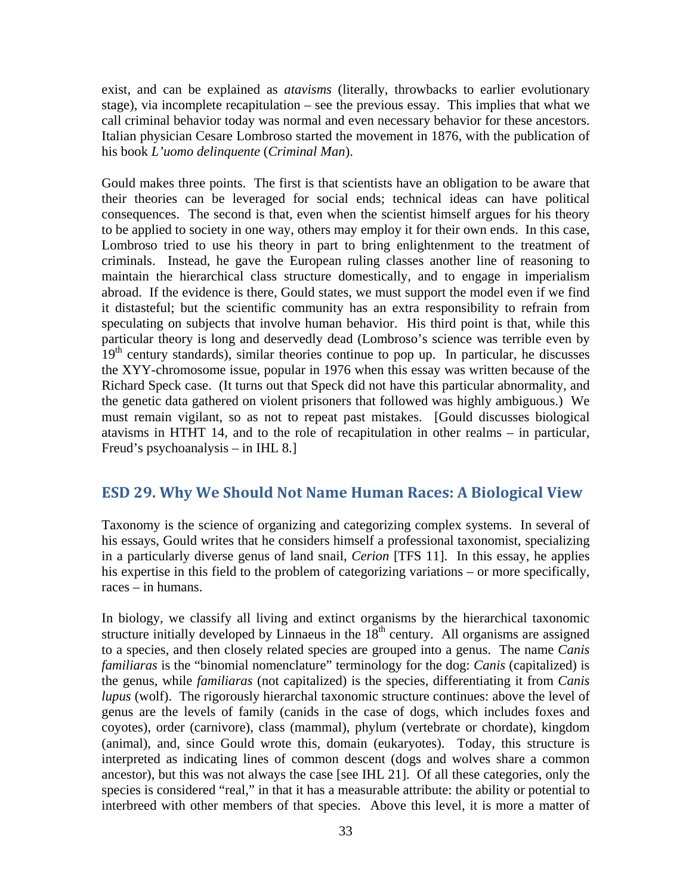exist, and can be explained as *atavisms* (literally, throwbacks to earlier evolutionary stage), via incomplete recapitulation – see the previous essay. This implies that what we call criminal behavior today was normal and even necessary behavior for these ancestors. Italian physician Cesare Lombroso started the movement in 1876, with the publication of his book *L'uomo delinquente* (*Criminal Man*).

Gould makes three points. The first is that scientists have an obligation to be aware that their theories can be leveraged for social ends; technical ideas can have political consequences. The second is that, even when the scientist himself argues for his theory to be applied to society in one way, others may employ it for their own ends. In this case, Lombroso tried to use his theory in part to bring enlightenment to the treatment of criminals. Instead, he gave the European ruling classes another line of reasoning to maintain the hierarchical class structure domestically, and to engage in imperialism abroad. If the evidence is there, Gould states, we must support the model even if we find it distasteful; but the scientific community has an extra responsibility to refrain from speculating on subjects that involve human behavior. His third point is that, while this particular theory is long and deservedly dead (Lombroso's science was terrible even by 19th century standards), similar theories continue to pop up. In particular, he discusses the XYY-chromosome issue, popular in 1976 when this essay was written because of the Richard Speck case. (It turns out that Speck did not have this particular abnormality, and the genetic data gathered on violent prisoners that followed was highly ambiguous.) We must remain vigilant, so as not to repeat past mistakes. [Gould discusses biological atavisms in HTHT 14, and to the role of recapitulation in other realms – in particular, Freud's psychoanalysis – in IHL 8.]

## ESD 29. Why We Should Not Name Human Races: A Biological View

Taxonomy is the science of organizing and categorizing complex systems. In several of his essays, Gould writes that he considers himself a professional taxonomist, specializing in a particularly diverse genus of land snail, *Cerion* [TFS 11]. In this essay, he applies his expertise in this field to the problem of categorizing variations – or more specifically, races – in humans.

In biology, we classify all living and extinct organisms by the hierarchical taxonomic structure initially developed by Linnaeus in the 18th century. All organisms are assigned to a species, and then closely related species are grouped into a genus. The name *Canis familiaras* is the "binomial nomenclature" terminology for the dog: *Canis* (capitalized) is the genus, while *familiaras* (not capitalized) is the species, differentiating it from *Canis lupus* (wolf). The rigorously hierarchal taxonomic structure continues: above the level of genus are the levels of family (canids in the case of dogs, which includes foxes and coyotes), order (carnivore), class (mammal), phylum (vertebrate or chordate), kingdom (animal), and, since Gould wrote this, domain (eukaryotes). Today, this structure is interpreted as indicating lines of common descent (dogs and wolves share a common ancestor), but this was not always the case [see IHL 21]. Of all these categories, only the species is considered "real," in that it has a measurable attribute: the ability or potential to interbreed with other members of that species. Above this level, it is more a matter of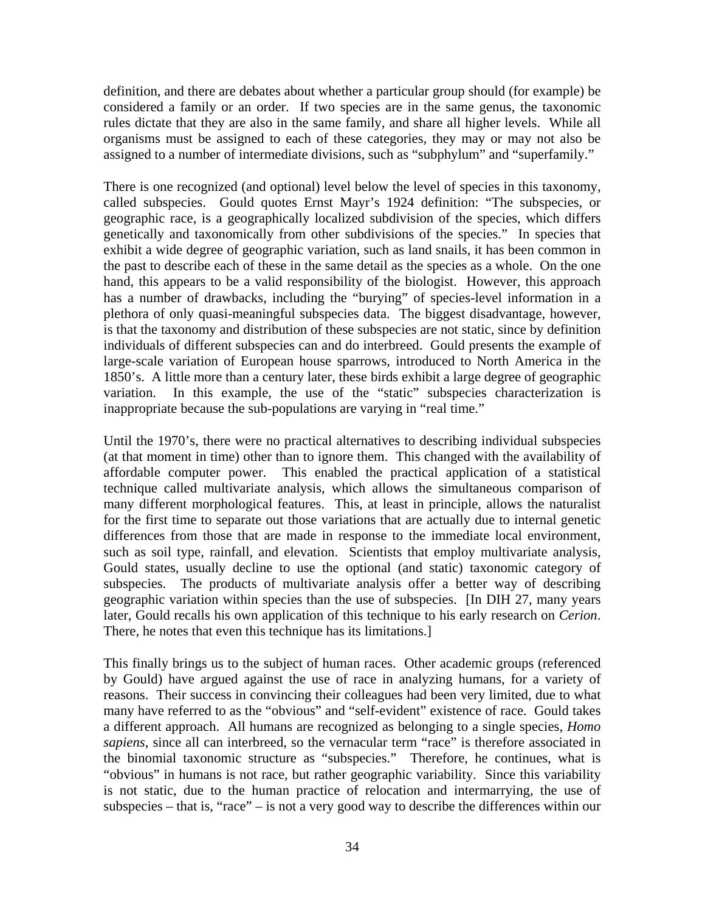definition, and there are debates about whether a particular group should (for example) be considered a family or an order. If two species are in the same genus, the taxonomic rules dictate that they are also in the same family, and share all higher levels. While all organisms must be assigned to each of these categories, they may or may not also be assigned to a number of intermediate divisions, such as "subphylum" and "superfamily."

There is one recognized (and optional) level below the level of species in this taxonomy, called subspecies. Gould quotes Ernst Mayr's 1924 definition: "The subspecies, or geographic race, is a geographically localized subdivision of the species, which differs genetically and taxonomically from other subdivisions of the species." In species that exhibit a wide degree of geographic variation, such as land snails, it has been common in the past to describe each of these in the same detail as the species as a whole. On the one hand, this appears to be a valid responsibility of the biologist. However, this approach has a number of drawbacks, including the "burying" of species-level information in a plethora of only quasi-meaningful subspecies data. The biggest disadvantage, however, is that the taxonomy and distribution of these subspecies are not static, since by definition individuals of different subspecies can and do interbreed. Gould presents the example of large-scale variation of European house sparrows, introduced to North America in the 1850's. A little more than a century later, these birds exhibit a large degree of geographic variation. In this example, the use of the "static" subspecies characterization is inappropriate because the sub-populations are varying in "real time."

Until the 1970's, there were no practical alternatives to describing individual subspecies (at that moment in time) other than to ignore them. This changed with the availability of affordable computer power. This enabled the practical application of a statistical technique called multivariate analysis, which allows the simultaneous comparison of many different morphological features. This, at least in principle, allows the naturalist for the first time to separate out those variations that are actually due to internal genetic differences from those that are made in response to the immediate local environment, such as soil type, rainfall, and elevation. Scientists that employ multivariate analysis, Gould states, usually decline to use the optional (and static) taxonomic category of subspecies. The products of multivariate analysis offer a better way of describing geographic variation within species than the use of subspecies. [In DIH 27, many years later, Gould recalls his own application of this technique to his early research on *Cerion*. There, he notes that even this technique has its limitations.]

This finally brings us to the subject of human races. Other academic groups (referenced by Gould) have argued against the use of race in analyzing humans, for a variety of reasons. Their success in convincing their colleagues had been very limited, due to what many have referred to as the "obvious" and "self-evident" existence of race. Gould takes a different approach. All humans are recognized as belonging to a single species, *Homo sapiens*, since all can interbreed, so the vernacular term "race" is therefore associated in the binomial taxonomic structure as "subspecies." Therefore, he continues, what is "obvious" in humans is not race, but rather geographic variability. Since this variability is not static, due to the human practice of relocation and intermarrying, the use of subspecies – that is, "race" – is not a very good way to describe the differences within our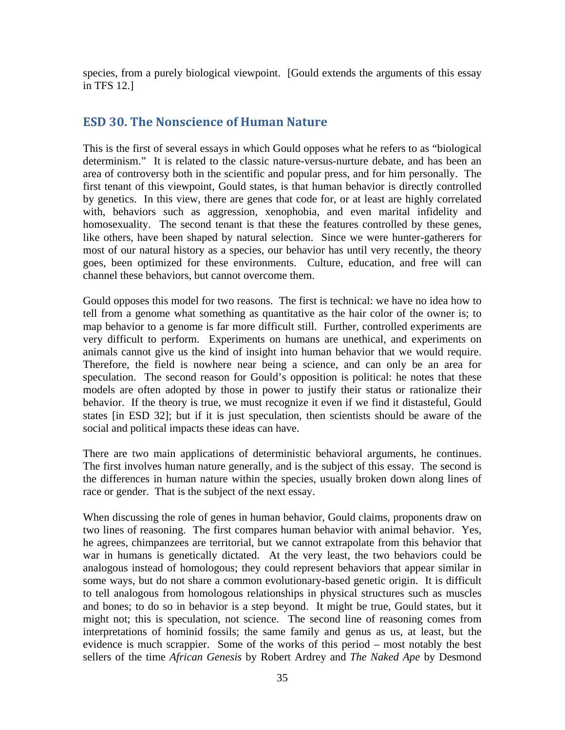species, from a purely biological viewpoint. [Gould extends the arguments of this essay in TFS 12.]

## ESD 30. The Nonscience of Human Nature

This is the first of several essays in which Gould opposes what he refers to as "biological determinism." It is related to the classic nature-versus-nurture debate, and has been an area of controversy both in the scientific and popular press, and for him personally. The first tenant of this viewpoint, Gould states, is that human behavior is directly controlled by genetics. In this view, there are genes that code for, or at least are highly correlated with, behaviors such as aggression, xenophobia, and even marital infidelity and homosexuality. The second tenant is that these the features controlled by these genes, like others, have been shaped by natural selection. Since we were hunter-gatherers for most of our natural history as a species, our behavior has until very recently, the theory goes, been optimized for these environments. Culture, education, and free will can channel these behaviors, but cannot overcome them.

Gould opposes this model for two reasons. The first is technical: we have no idea how to tell from a genome what something as quantitative as the hair color of the owner is; to map behavior to a genome is far more difficult still. Further, controlled experiments are very difficult to perform. Experiments on humans are unethical, and experiments on animals cannot give us the kind of insight into human behavior that we would require. Therefore, the field is nowhere near being a science, and can only be an area for speculation. The second reason for Gould's opposition is political: he notes that these models are often adopted by those in power to justify their status or rationalize their behavior. If the theory is true, we must recognize it even if we find it distasteful, Gould states [in ESD 32]; but if it is just speculation, then scientists should be aware of the social and political impacts these ideas can have.

There are two main applications of deterministic behavioral arguments, he continues. The first involves human nature generally, and is the subject of this essay. The second is the differences in human nature within the species, usually broken down along lines of race or gender. That is the subject of the next essay.

When discussing the role of genes in human behavior, Gould claims, proponents draw on two lines of reasoning. The first compares human behavior with animal behavior. Yes, he agrees, chimpanzees are territorial, but we cannot extrapolate from this behavior that war in humans is genetically dictated. At the very least, the two behaviors could be analogous instead of homologous; they could represent behaviors that appear similar in some ways, but do not share a common evolutionary-based genetic origin. It is difficult to tell analogous from homologous relationships in physical structures such as muscles and bones; to do so in behavior is a step beyond. It might be true, Gould states, but it might not; this is speculation, not science. The second line of reasoning comes from interpretations of hominid fossils; the same family and genus as us, at least, but the evidence is much scrappier. Some of the works of this period – most notably the best sellers of the time *African Genesis* by Robert Ardrey and *The Naked Ape* by Desmond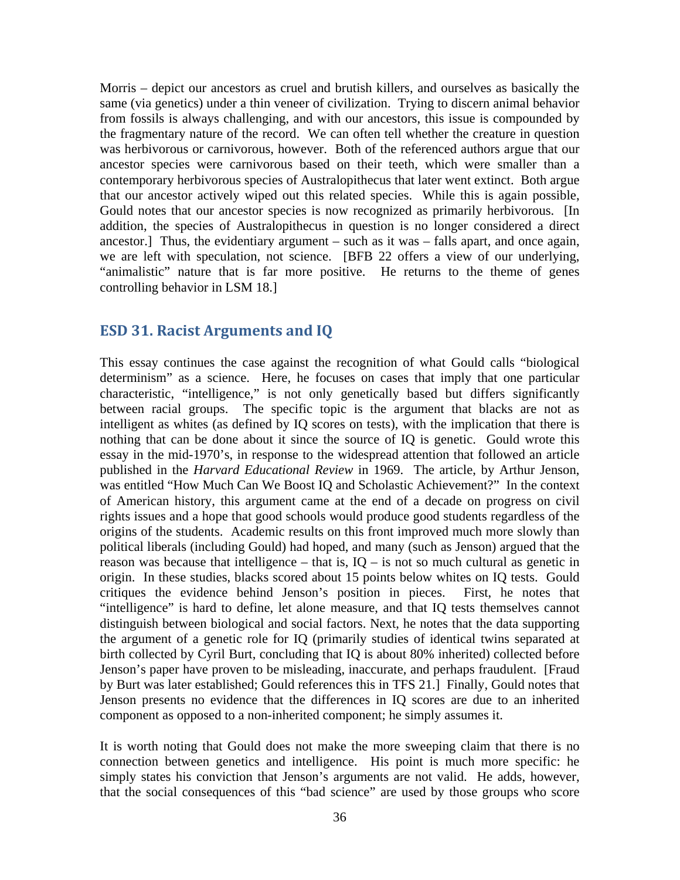Morris – depict our ancestors as cruel and brutish killers, and ourselves as basically the same (via genetics) under a thin veneer of civilization. Trying to discern animal behavior from fossils is always challenging, and with our ancestors, this issue is compounded by the fragmentary nature of the record. We can often tell whether the creature in question was herbivorous or carnivorous, however. Both of the referenced authors argue that our ancestor species were carnivorous based on their teeth, which were smaller than a contemporary herbivorous species of Australopithecus that later went extinct. Both argue that our ancestor actively wiped out this related species. While this is again possible, Gould notes that our ancestor species is now recognized as primarily herbivorous. [In addition, the species of Australopithecus in question is no longer considered a direct ancestor.] Thus, the evidentiary argument – such as it was – falls apart, and once again, we are left with speculation, not science. [BFB 22 offers a view of our underlying, "animalistic" nature that is far more positive. He returns to the theme of genes controlling behavior in LSM 18.]

## ESD 31. Racist Arguments and IQ

This essay continues the case against the recognition of what Gould calls "biological determinism" as a science. Here, he focuses on cases that imply that one particular characteristic, "intelligence," is not only genetically based but differs significantly between racial groups. The specific topic is the argument that blacks are not as intelligent as whites (as defined by IQ scores on tests), with the implication that there is nothing that can be done about it since the source of IQ is genetic. Gould wrote this essay in the mid-1970's, in response to the widespread attention that followed an article published in the *Harvard Educational Review* in 1969. The article, by Arthur Jenson, was entitled "How Much Can We Boost IQ and Scholastic Achievement?" In the context of American history, this argument came at the end of a decade on progress on civil rights issues and a hope that good schools would produce good students regardless of the origins of the students. Academic results on this front improved much more slowly than political liberals (including Gould) had hoped, and many (such as Jenson) argued that the reason was because that intelligence – that is, IQ – is not so much cultural as genetic in origin. In these studies, blacks scored about 15 points below whites on IQ tests. Gould critiques the evidence behind Jenson's position in pieces. First, he notes that "intelligence" is hard to define, let alone measure, and that IQ tests themselves cannot distinguish between biological and social factors. Next, he notes that the data supporting the argument of a genetic role for IQ (primarily studies of identical twins separated at birth collected by Cyril Burt, concluding that IQ is about 80% inherited) collected before Jenson's paper have proven to be misleading, inaccurate, and perhaps fraudulent. [Fraud by Burt was later established; Gould references this in TFS 21.] Finally, Gould notes that Jenson presents no evidence that the differences in IQ scores are due to an inherited component as opposed to a non-inherited component; he simply assumes it.

It is worth noting that Gould does not make the more sweeping claim that there is no connection between genetics and intelligence. His point is much more specific: he simply states his conviction that Jenson's arguments are not valid. He adds, however, that the social consequences of this "bad science" are used by those groups who score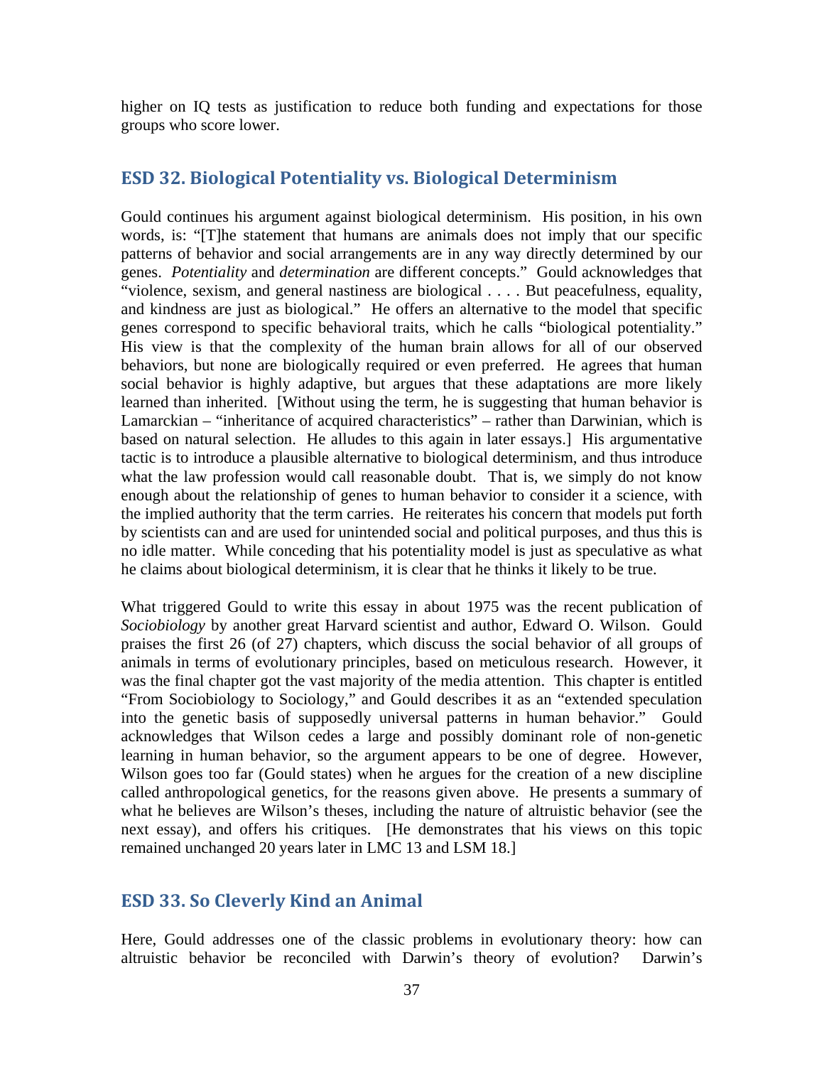higher on IQ tests as justification to reduce both funding and expectations for those groups who score lower.

## ESD 32. Biological Potentiality vs. Biological Determinism

Gould continues his argument against biological determinism. His position, in his own words, is: "[T]he statement that humans are animals does not imply that our specific patterns of behavior and social arrangements are in any way directly determined by our genes. *Potentiality* and *determination* are different concepts." Gould acknowledges that "violence, sexism, and general nastiness are biological . . . . But peacefulness, equality, and kindness are just as biological." He offers an alternative to the model that specific genes correspond to specific behavioral traits, which he calls "biological potentiality." His view is that the complexity of the human brain allows for all of our observed behaviors, but none are biologically required or even preferred. He agrees that human social behavior is highly adaptive, but argues that these adaptations are more likely learned than inherited. [Without using the term, he is suggesting that human behavior is Lamarckian – "inheritance of acquired characteristics" – rather than Darwinian, which is based on natural selection. He alludes to this again in later essays.] His argumentative tactic is to introduce a plausible alternative to biological determinism, and thus introduce what the law profession would call reasonable doubt. That is, we simply do not know enough about the relationship of genes to human behavior to consider it a science, with the implied authority that the term carries. He reiterates his concern that models put forth by scientists can and are used for unintended social and political purposes, and thus this is no idle matter. While conceding that his potentiality model is just as speculative as what he claims about biological determinism, it is clear that he thinks it likely to be true.

What triggered Gould to write this essay in about 1975 was the recent publication of *Sociobiology* by another great Harvard scientist and author, Edward O. Wilson. Gould praises the first 26 (of 27) chapters, which discuss the social behavior of all groups of animals in terms of evolutionary principles, based on meticulous research. However, it was the final chapter got the vast majority of the media attention. This chapter is entitled "From Sociobiology to Sociology," and Gould describes it as an "extended speculation into the genetic basis of supposedly universal patterns in human behavior." Gould acknowledges that Wilson cedes a large and possibly dominant role of non-genetic learning in human behavior, so the argument appears to be one of degree. However, Wilson goes too far (Gould states) when he argues for the creation of a new discipline called anthropological genetics, for the reasons given above. He presents a summary of what he believes are Wilson's theses, including the nature of altruistic behavior (see the next essay), and offers his critiques. [He demonstrates that his views on this topic remained unchanged 20 years later in LMC 13 and LSM 18.]

## ESD 33. So Cleverly Kind an Animal

Here, Gould addresses one of the classic problems in evolutionary theory: how can altruistic behavior be reconciled with Darwin's theory of evolution? Darwin's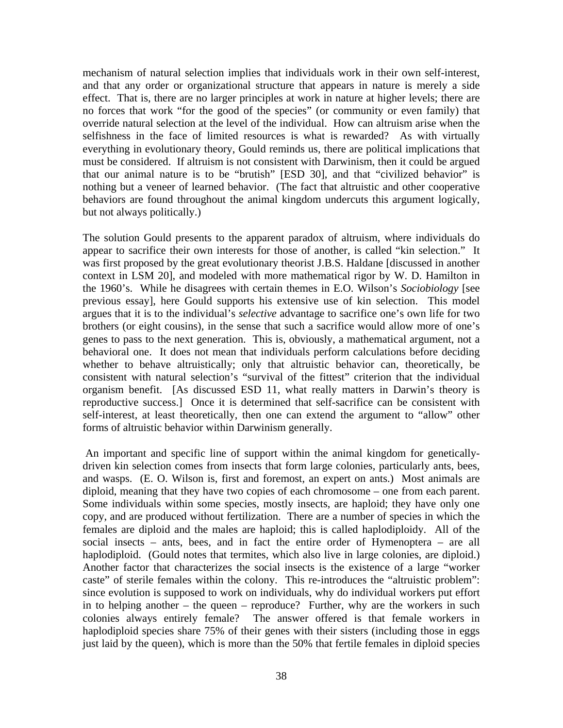mechanism of natural selection implies that individuals work in their own self-interest, and that any order or organizational structure that appears in nature is merely a side effect. That is, there are no larger principles at work in nature at higher levels; there are no forces that work "for the good of the species" (or community or even family) that override natural selection at the level of the individual. How can altruism arise when the selfishness in the face of limited resources is what is rewarded? As with virtually everything in evolutionary theory, Gould reminds us, there are political implications that must be considered. If altruism is not consistent with Darwinism, then it could be argued that our animal nature is to be "brutish" [ESD 30], and that "civilized behavior" is nothing but a veneer of learned behavior. (The fact that altruistic and other cooperative behaviors are found throughout the animal kingdom undercuts this argument logically, but not always politically.)

The solution Gould presents to the apparent paradox of altruism, where individuals do appear to sacrifice their own interests for those of another, is called "kin selection." It was first proposed by the great evolutionary theorist J.B.S. Haldane [discussed in another context in LSM 20], and modeled with more mathematical rigor by W. D. Hamilton in the 1960's. While he disagrees with certain themes in E.O. Wilson's *Sociobiology* [see previous essay], here Gould supports his extensive use of kin selection. This model argues that it is to the individual's *selective* advantage to sacrifice one's own life for two brothers (or eight cousins), in the sense that such a sacrifice would allow more of one's genes to pass to the next generation. This is, obviously, a mathematical argument, not a behavioral one. It does not mean that individuals perform calculations before deciding whether to behave altruistically; only that altruistic behavior can, theoretically, be consistent with natural selection's "survival of the fittest" criterion that the individual organism benefit. [As discussed ESD 11, what really matters in Darwin's theory is reproductive success.] Once it is determined that self-sacrifice can be consistent with self-interest, at least theoretically, then one can extend the argument to "allow" other forms of altruistic behavior within Darwinism generally.

An important and specific line of support within the animal kingdom for genetically-driven kin selection comes from insects that form large colonies, particularly ants, bees, and wasps. (E. O. Wilson is, first and foremost, an expert on ants.) Most animals are diploid, meaning that they have two copies of each chromosome – one from each parent. Some individuals within some species, mostly insects, are haploid; they have only one copy, and are produced without fertilization. There are a number of species in which the females are diploid and the males are haploid; this is called haplodiploidy. All of the social insects – ants, bees, and in fact the entire order of Hymenoptera – are all haplodiploid. (Gould notes that termites, which also live in large colonies, are diploid.) Another factor that characterizes the social insects is the existence of a large "worker caste" of sterile females within the colony. This re-introduces the "altruistic problem": since evolution is supposed to work on individuals, why do individual workers put effort in to helping another – the queen – reproduce? Further, why are the workers in such colonies always entirely female? The answer offered is that female workers in haplodiploid species share 75% of their genes with their sisters (including those in eggs just laid by the queen), which is more than the 50% that fertile females in diploid species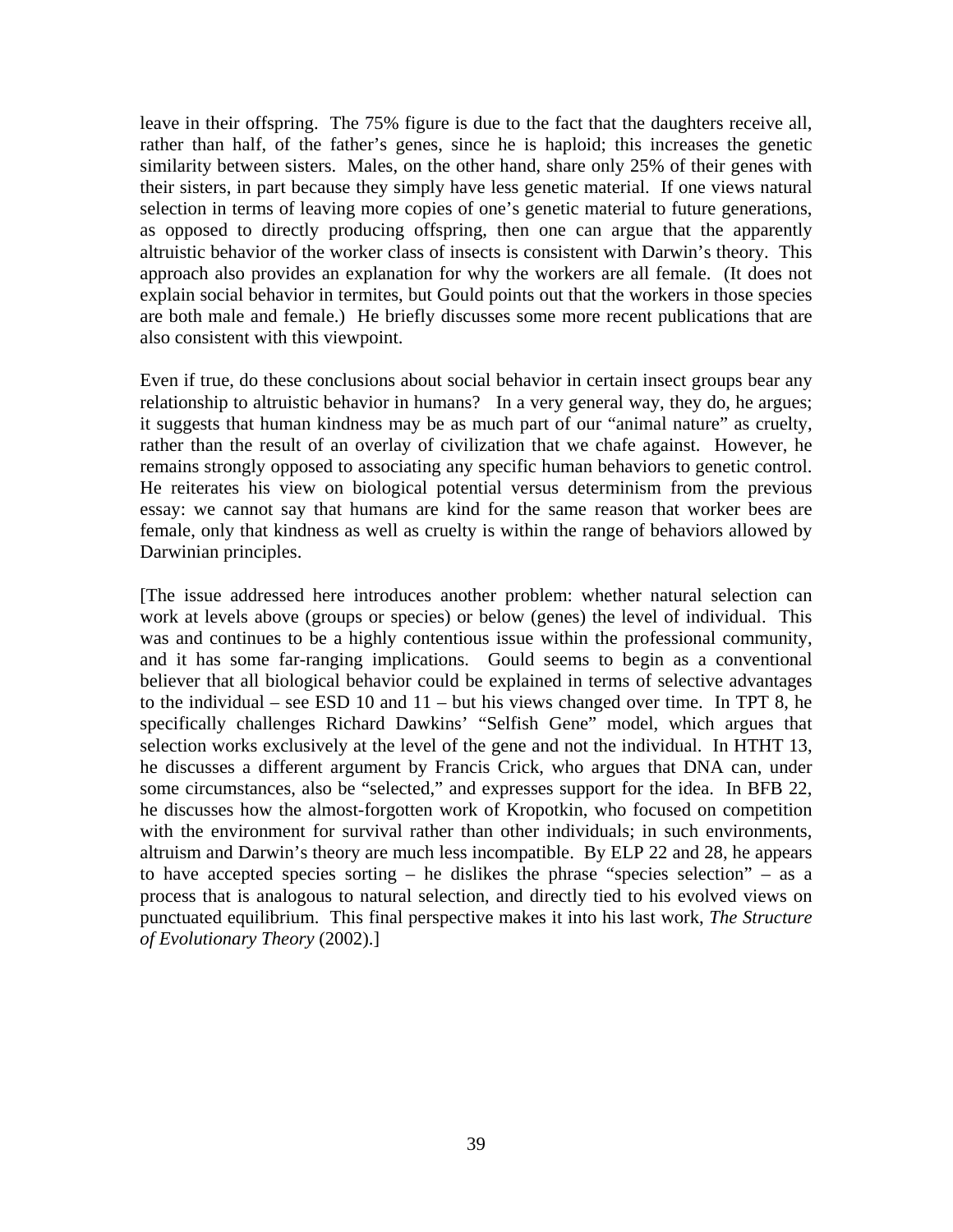leave in their offspring. The 75% figure is due to the fact that the daughters receive all, rather than half, of the father's genes, since he is haploid; this increases the genetic similarity between sisters. Males, on the other hand, share only 25% of their genes with their sisters, in part because they simply have less genetic material. If one views natural selection in terms of leaving more copies of one's genetic material to future generations, as opposed to directly producing offspring, then one can argue that the apparently altruistic behavior of the worker class of insects is consistent with Darwin's theory. This approach also provides an explanation for why the workers are all female. (It does not explain social behavior in termites, but Gould points out that the workers in those species are both male and female.) He briefly discusses some more recent publications that are also consistent with this viewpoint.

Even if true, do these conclusions about social behavior in certain insect groups bear any relationship to altruistic behavior in humans? In a very general way, they do, he argues; it suggests that human kindness may be as much part of our "animal nature" as cruelty, rather than the result of an overlay of civilization that we chafe against. However, he remains strongly opposed to associating any specific human behaviors to genetic control. He reiterates his view on biological potential versus determinism from the previous essay: we cannot say that humans are kind for the same reason that worker bees are female, only that kindness as well as cruelty is within the range of behaviors allowed by Darwinian principles.

[The issue addressed here introduces another problem: whether natural selection can work at levels above (groups or species) or below (genes) the level of individual. This was and continues to be a highly contentious issue within the professional community, and it has some far-ranging implications. Gould seems to begin as a conventional believer that all biological behavior could be explained in terms of selective advantages to the individual – see ESD 10 and 11 – but his views changed over time. In TPT 8, he specifically challenges Richard Dawkins' "Selfish Gene" model, which argues that selection works exclusively at the level of the gene and not the individual. In HTHT 13, he discusses a different argument by Francis Crick, who argues that DNA can, under some circumstances, also be "selected," and expresses support for the idea. In BFB 22, he discusses how the almost-forgotten work of Kropotkin, who focused on competition with the environment for survival rather than other individuals; in such environments, altruism and Darwin's theory are much less incompatible. By ELP 22 and 28, he appears to have accepted species sorting – he dislikes the phrase "species selection" – as a process that is analogous to natural selection, and directly tied to his evolved views on punctuated equilibrium. This final perspective makes it into his last work, *The Structure of Evolutionary Theory* (2002).]